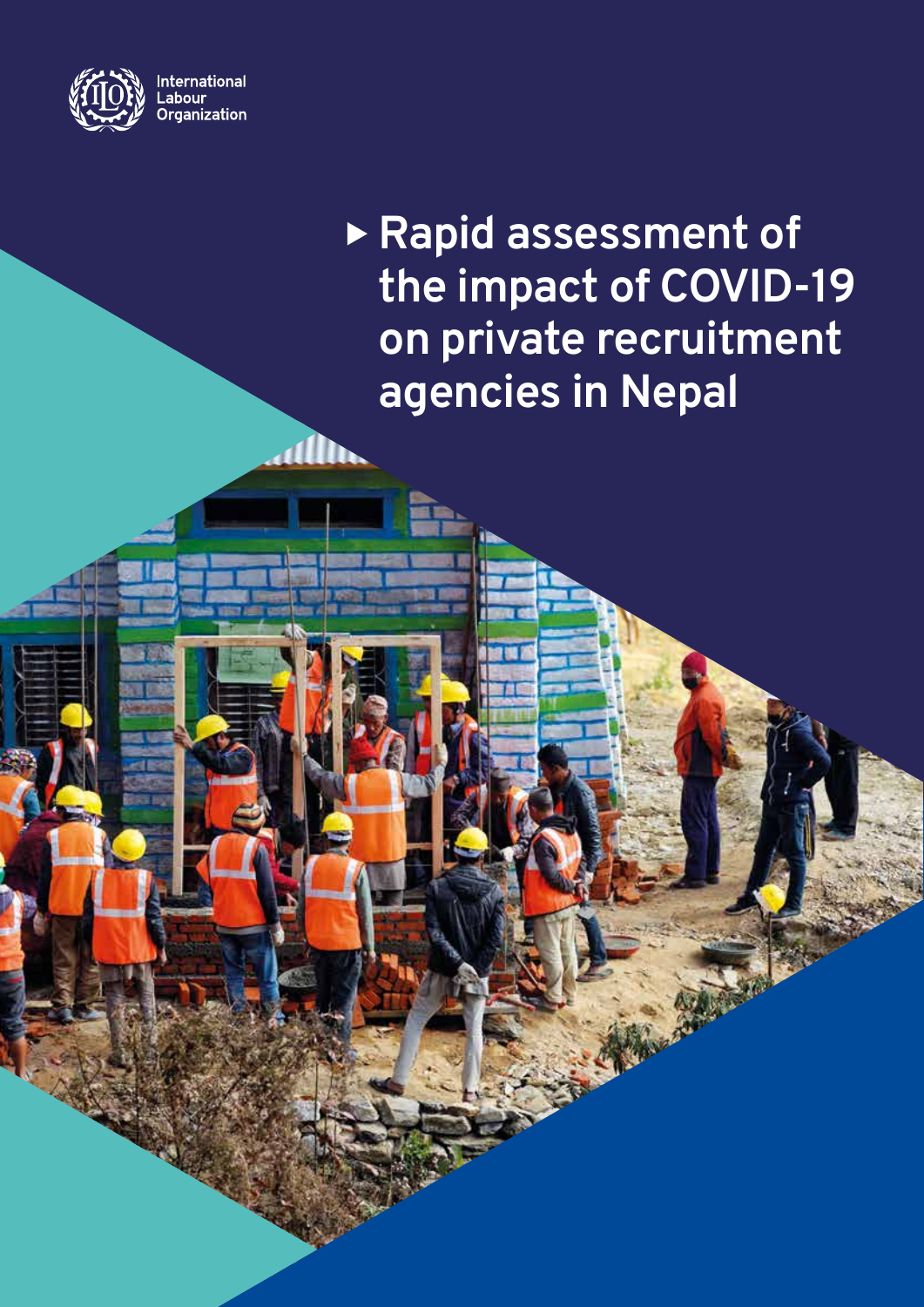International Labour Organization

# Rapid assessment of the impact of COVID-19 on private recruitment agencies in Nepal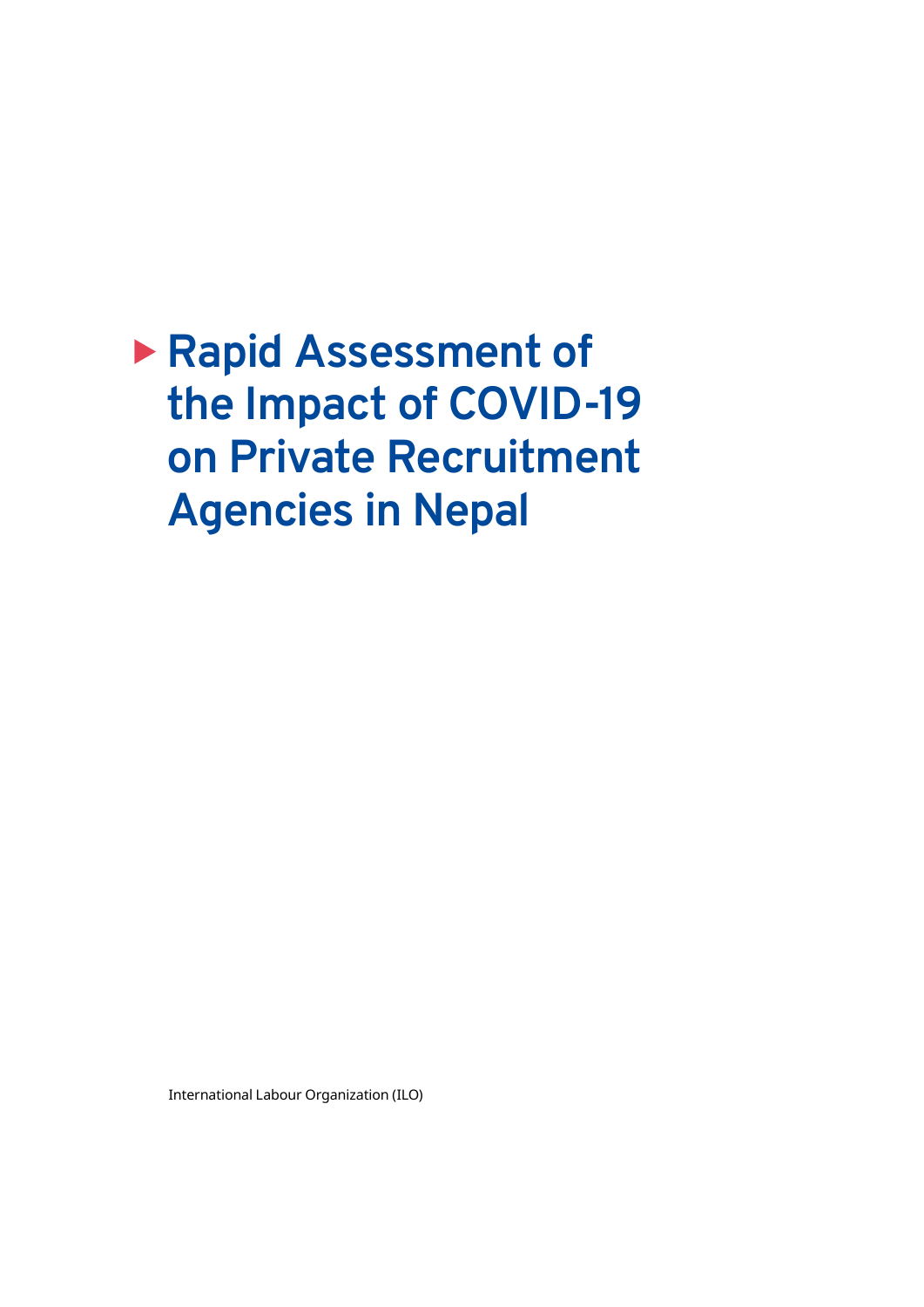# Rapid Assessment of the Impact of COVID-19 on Private Recruitment Agencies in Nepal

International Labour Organization (ILO)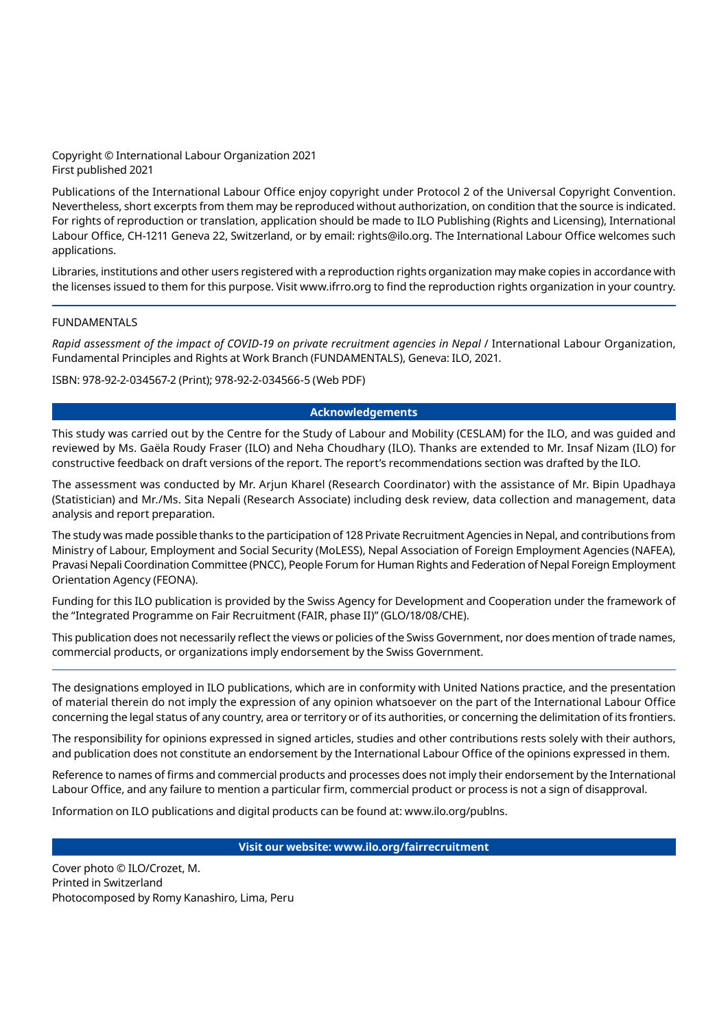Copyright © International Labour Organization 2021
First published 2021

Publications of the International Labour Office enjoy copyright under Protocol 2 of the Universal Copyright Convention. Nevertheless, short excerpts from them may be reproduced without authorization, on condition that the source is indicated. For rights of reproduction or translation, application should be made to ILO Publishing (Rights and Licensing), International Labour Office, CH-1211 Geneva 22, Switzerland, or by email: rights@ilo.org. The International Labour Office welcomes such applications.

Libraries, institutions and other users registered with a reproduction rights organization may make copies in accordance with the licenses issued to them for this purpose. Visit www.ifrro.org to find the reproduction rights organization in your country.

---

FUNDAMENTALS

*Rapid assessment of the impact of COVID-19 on private recruitment agencies in Nepal* / International Labour Organization, Fundamental Principles and Rights at Work Branch (FUNDAMENTALS), Geneva: ILO, 2021.

ISBN: 978-92-2-034567-2 (Print); 978-92-2-034566-5 (Web PDF)

## Acknowledgements

This study was carried out by the Centre for the Study of Labour and Mobility (CESLAM) for the ILO, and was guided and reviewed by Ms. Gaëla Roudy Fraser (ILO) and Neha Choudhary (ILO). Thanks are extended to Mr. Insaf Nizam (ILO) for constructive feedback on draft versions of the report. The report's recommendations section was drafted by the ILO.

The assessment was conducted by Mr. Arjun Kharel (Research Coordinator) with the assistance of Mr. Bipin Upadhaya (Statistician) and Mr./Ms. Sita Nepali (Research Associate) including desk review, data collection and management, data analysis and report preparation.

The study was made possible thanks to the participation of 128 Private Recruitment Agencies in Nepal, and contributions from Ministry of Labour, Employment and Social Security (MoLESS), Nepal Association of Foreign Employment Agencies (NAFEA), Pravasi Nepali Coordination Committee (PNCC), People Forum for Human Rights and Federation of Nepal Foreign Employment Orientation Agency (FEONA).

Funding for this ILO publication is provided by the Swiss Agency for Development and Cooperation under the framework of the "Integrated Programme on Fair Recruitment (FAIR, phase II)" (GLO/18/08/CHE).

This publication does not necessarily reflect the views or policies of the Swiss Government, nor does mention of trade names, commercial products, or organizations imply endorsement by the Swiss Government.

---

The designations employed in ILO publications, which are in conformity with United Nations practice, and the presentation of material therein do not imply the expression of any opinion whatsoever on the part of the International Labour Office concerning the legal status of any country, area or territory or of its authorities, or concerning the delimitation of its frontiers.

The responsibility for opinions expressed in signed articles, studies and other contributions rests solely with their authors, and publication does not constitute an endorsement by the International Labour Office of the opinions expressed in them.

Reference to names of firms and commercial products and processes does not imply their endorsement by the International Labour Office, and any failure to mention a particular firm, commercial product or process is not a sign of disapproval.

Information on ILO publications and digital products can be found at: www.ilo.org/publns.

**Visit our website: www.ilo.org/fairrecruitment**

Cover photo © ILO/Crozet, M.
Printed in Switzerland
Photocomposed by Romy Kanashiro, Lima, Peru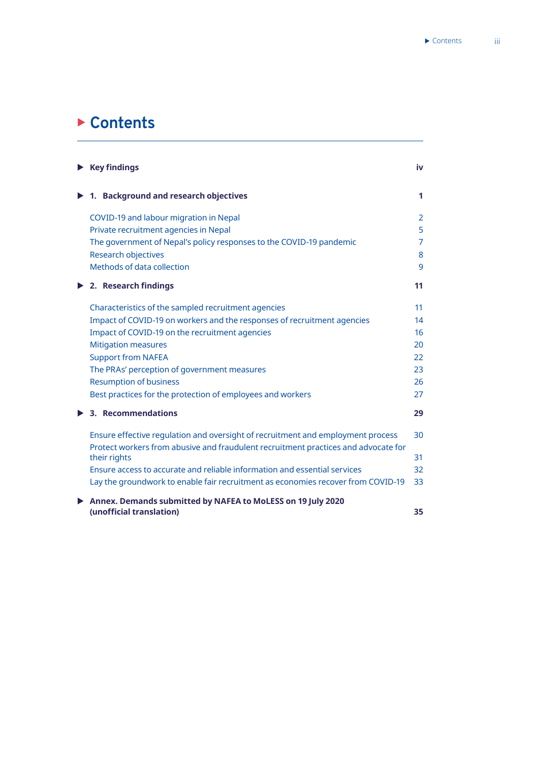# Contents

- **Key findings** — iv
- **1. Background and research objectives** — 1
  - COVID-19 and labour migration in Nepal — 2
  - Private recruitment agencies in Nepal — 5
  - The government of Nepal's policy responses to the COVID-19 pandemic — 7
  - Research objectives — 8
  - Methods of data collection — 9
- **2. Research findings** — 11
  - Characteristics of the sampled recruitment agencies — 11
  - Impact of COVID-19 on workers and the responses of recruitment agencies — 14
  - Impact of COVID-19 on the recruitment agencies — 16
  - Mitigation measures — 20
  - Support from NAFEA — 22
  - The PRAs' perception of government measures — 23
  - Resumption of business — 26
  - Best practices for the protection of employees and workers — 27
- **3. Recommendations** — 29
  - Ensure effective regulation and oversight of recruitment and employment process — 30
  - Protect workers from abusive and fraudulent recruitment practices and advocate for their rights — 31
  - Ensure access to accurate and reliable information and essential services — 32
  - Lay the groundwork to enable fair recruitment as economies recover from COVID-19 — 33
- **Annex. Demands submitted by NAFEA to MoLESS on 19 July 2020 (unofficial translation)** — 35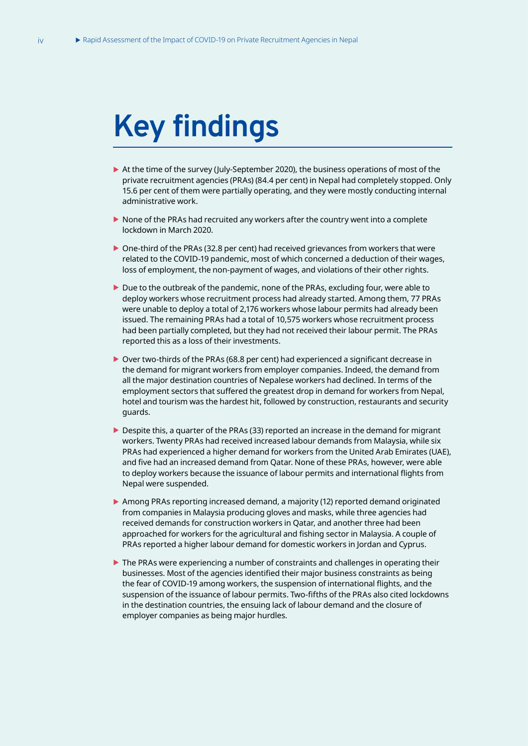# Key findings

- At the time of the survey (July-September 2020), the business operations of most of the private recruitment agencies (PRAs) (84.4 per cent) in Nepal had completely stopped. Only 15.6 per cent of them were partially operating, and they were mostly conducting internal administrative work.
- None of the PRAs had recruited any workers after the country went into a complete lockdown in March 2020.
- One-third of the PRAs (32.8 per cent) had received grievances from workers that were related to the COVID-19 pandemic, most of which concerned a deduction of their wages, loss of employment, the non-payment of wages, and violations of their other rights.
- Due to the outbreak of the pandemic, none of the PRAs, excluding four, were able to deploy workers whose recruitment process had already started. Among them, 77 PRAs were unable to deploy a total of 2,176 workers whose labour permits had already been issued. The remaining PRAs had a total of 10,575 workers whose recruitment process had been partially completed, but they had not received their labour permit. The PRAs reported this as a loss of their investments.
- Over two-thirds of the PRAs (68.8 per cent) had experienced a significant decrease in the demand for migrant workers from employer companies. Indeed, the demand from all the major destination countries of Nepalese workers had declined. In terms of the employment sectors that suffered the greatest drop in demand for workers from Nepal, hotel and tourism was the hardest hit, followed by construction, restaurants and security guards.
- Despite this, a quarter of the PRAs (33) reported an increase in the demand for migrant workers. Twenty PRAs had received increased labour demands from Malaysia, while six PRAs had experienced a higher demand for workers from the United Arab Emirates (UAE), and five had an increased demand from Qatar. None of these PRAs, however, were able to deploy workers because the issuance of labour permits and international flights from Nepal were suspended.
- Among PRAs reporting increased demand, a majority (12) reported demand originated from companies in Malaysia producing gloves and masks, while three agencies had received demands for construction workers in Qatar, and another three had been approached for workers for the agricultural and fishing sector in Malaysia. A couple of PRAs reported a higher labour demand for domestic workers in Jordan and Cyprus.
- The PRAs were experiencing a number of constraints and challenges in operating their businesses. Most of the agencies identified their major business constraints as being the fear of COVID-19 among workers, the suspension of international flights, and the suspension of the issuance of labour permits. Two-fifths of the PRAs also cited lockdowns in the destination countries, the ensuing lack of labour demand and the closure of employer companies as being major hurdles.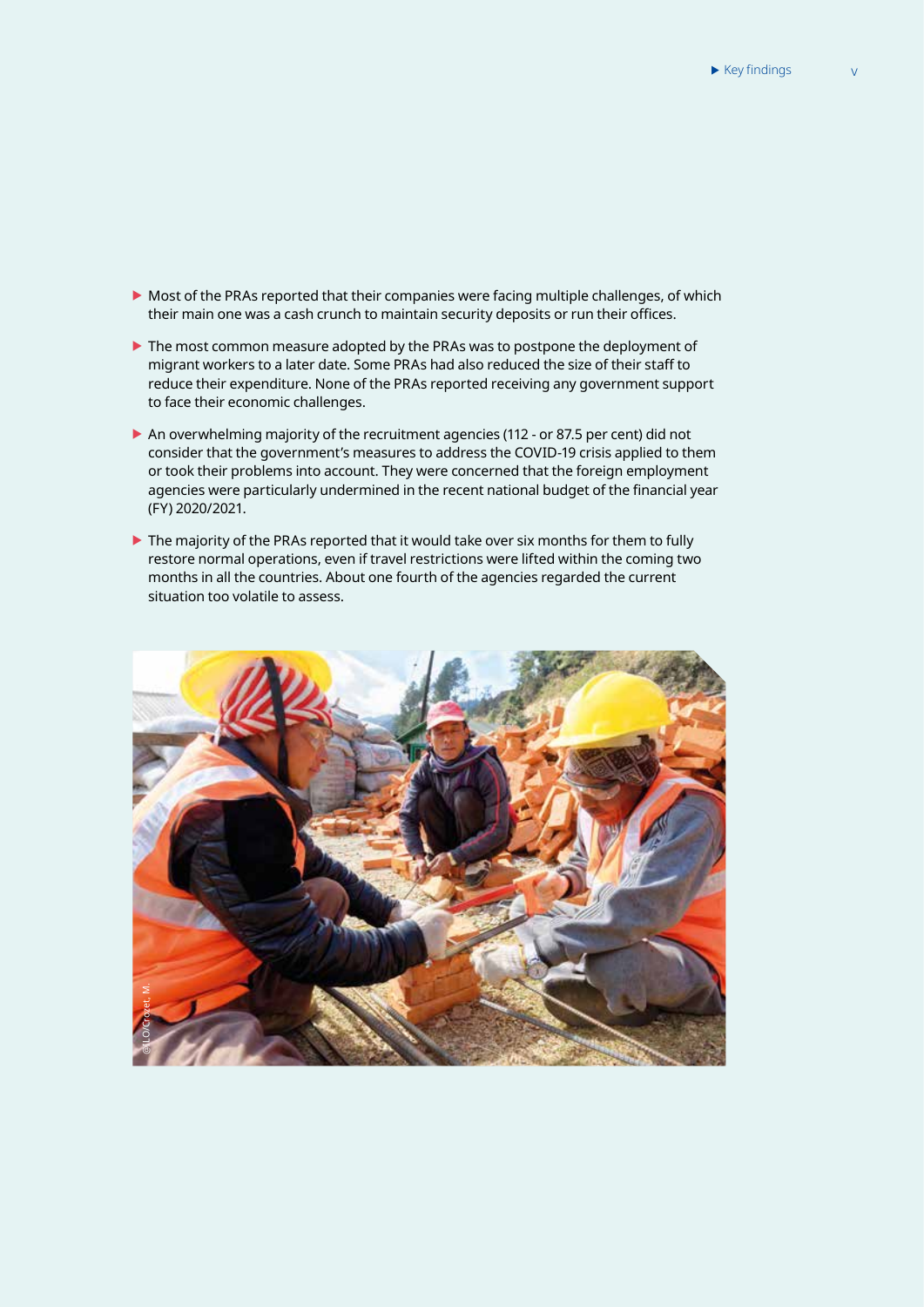- Most of the PRAs reported that their companies were facing multiple challenges, of which their main one was a cash crunch to maintain security deposits or run their offices.
- The most common measure adopted by the PRAs was to postpone the deployment of migrant workers to a later date. Some PRAs had also reduced the size of their staff to reduce their expenditure. None of the PRAs reported receiving any government support to face their economic challenges.
- An overwhelming majority of the recruitment agencies (112 - or 87.5 per cent) did not consider that the government's measures to address the COVID-19 crisis applied to them or took their problems into account. They were concerned that the foreign employment agencies were particularly undermined in the recent national budget of the financial year (FY) 2020/2021.
- The majority of the PRAs reported that it would take over six months for them to fully restore normal operations, even if travel restrictions were lifted within the coming two months in all the countries. About one fourth of the agencies regarded the current situation too volatile to assess.

©ILO/Crozet, M.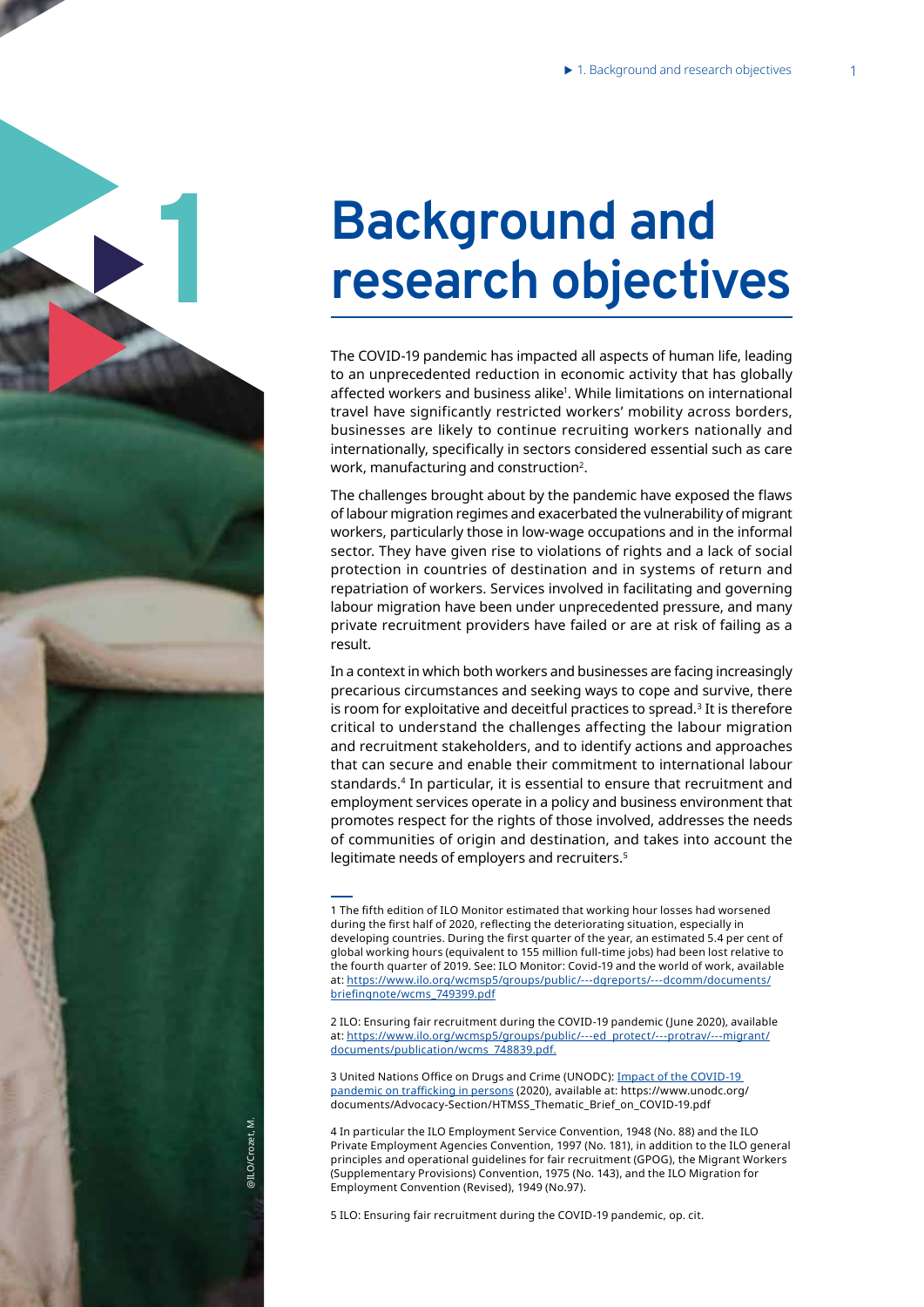# 1 Background and research objectives

The COVID-19 pandemic has impacted all aspects of human life, leading to an unprecedented reduction in economic activity that has globally affected workers and business alike[1]. While limitations on international travel have significantly restricted workers' mobility across borders, businesses are likely to continue recruiting workers nationally and internationally, specifically in sectors considered essential such as care work, manufacturing and construction[2].

The challenges brought about by the pandemic have exposed the flaws of labour migration regimes and exacerbated the vulnerability of migrant workers, particularly those in low-wage occupations and in the informal sector. They have given rise to violations of rights and a lack of social protection in countries of destination and in systems of return and repatriation of workers. Services involved in facilitating and governing labour migration have been under unprecedented pressure, and many private recruitment providers have failed or are at risk of failing as a result.

In a context in which both workers and businesses are facing increasingly precarious circumstances and seeking ways to cope and survive, there is room for exploitative and deceitful practices to spread.[3] It is therefore critical to understand the challenges affecting the labour migration and recruitment stakeholders, and to identify actions and approaches that can secure and enable their commitment to international labour standards.[4] In particular, it is essential to ensure that recruitment and employment services operate in a policy and business environment that promotes respect for the rights of those involved, addresses the needs of communities of origin and destination, and takes into account the legitimate needs of employers and recruiters.[5]

---

1 The fifth edition of ILO Monitor estimated that working hour losses had worsened during the first half of 2020, reflecting the deteriorating situation, especially in developing countries. During the first quarter of the year, an estimated 5.4 per cent of global working hours (equivalent to 155 million full-time jobs) had been lost relative to the fourth quarter of 2019. See: ILO Monitor: Covid-19 and the world of work, available at: https://www.ilo.org/wcmsp5/groups/public/---dgreports/---dcomm/documents/briefingnote/wcms_749399.pdf

2 ILO: Ensuring fair recruitment during the COVID-19 pandemic (June 2020), available at: https://www.ilo.org/wcmsp5/groups/public/---ed_protect/---protrav/---migrant/documents/publication/wcms_748839.pdf.

3 United Nations Office on Drugs and Crime (UNODC): Impact of the COVID-19 pandemic on trafficking in persons (2020), available at: https://www.unodc.org/documents/Advocacy-Section/HTMSS_Thematic_Brief_on_COVID-19.pdf

4 In particular the ILO Employment Service Convention, 1948 (No. 88) and the ILO Private Employment Agencies Convention, 1997 (No. 181), in addition to the ILO general principles and operational guidelines for fair recruitment (GPOG), the Migrant Workers (Supplementary Provisions) Convention, 1975 (No. 143), and the ILO Migration for Employment Convention (Revised), 1949 (No.97).

5 ILO: Ensuring fair recruitment during the COVID-19 pandemic, op. cit.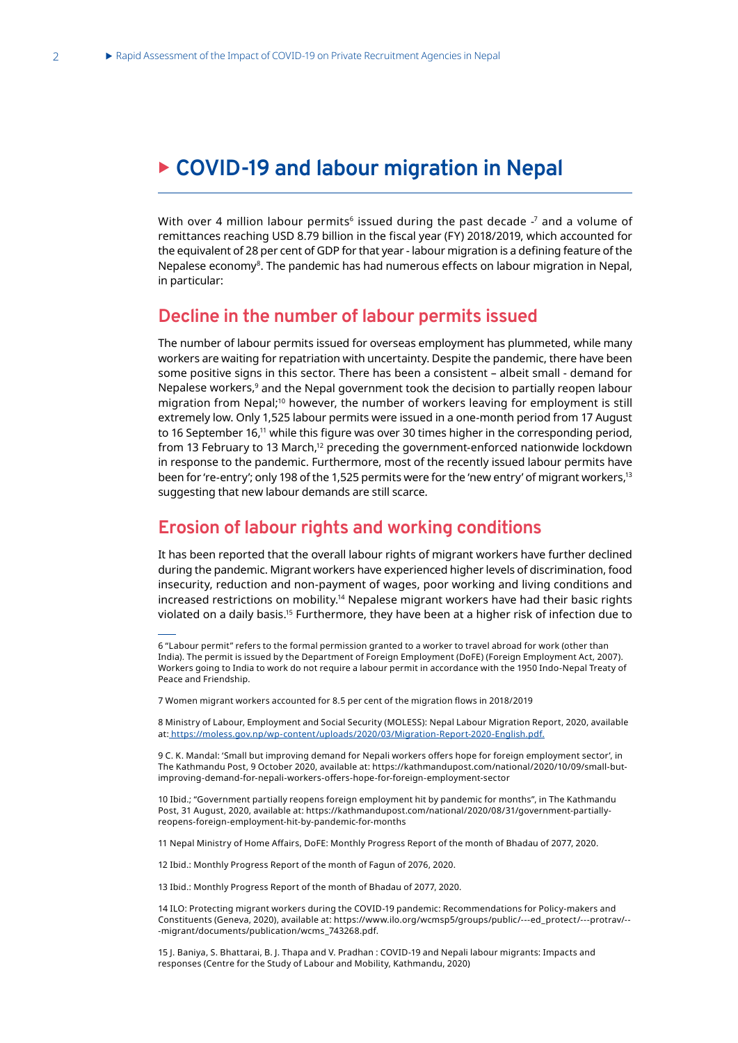# COVID-19 and labour migration in Nepal

With over 4 million labour permits[6] issued during the past decade -[7] and a volume of remittances reaching USD 8.79 billion in the fiscal year (FY) 2018/2019, which accounted for the equivalent of 28 per cent of GDP for that year - labour migration is a defining feature of the Nepalese economy[8]. The pandemic has had numerous effects on labour migration in Nepal, in particular:

## Decline in the number of labour permits issued

The number of labour permits issued for overseas employment has plummeted, while many workers are waiting for repatriation with uncertainty. Despite the pandemic, there have been some positive signs in this sector. There has been a consistent – albeit small - demand for Nepalese workers,[9] and the Nepal government took the decision to partially reopen labour migration from Nepal;[10] however, the number of workers leaving for employment is still extremely low. Only 1,525 labour permits were issued in a one-month period from 17 August to 16 September 16,[11] while this figure was over 30 times higher in the corresponding period, from 13 February to 13 March,[12] preceding the government-enforced nationwide lockdown in response to the pandemic. Furthermore, most of the recently issued labour permits have been for 're-entry'; only 198 of the 1,525 permits were for the 'new entry' of migrant workers,[13] suggesting that new labour demands are still scarce.

## Erosion of labour rights and working conditions

It has been reported that the overall labour rights of migrant workers have further declined during the pandemic. Migrant workers have experienced higher levels of discrimination, food insecurity, reduction and non-payment of wages, poor working and living conditions and increased restrictions on mobility.[14] Nepalese migrant workers have had their basic rights violated on a daily basis.[15] Furthermore, they have been at a higher risk of infection due to

---

6 "Labour permit" refers to the formal permission granted to a worker to travel abroad for work (other than India). The permit is issued by the Department of Foreign Employment (DoFE) (Foreign Employment Act, 2007). Workers going to India to work do not require a labour permit in accordance with the 1950 Indo-Nepal Treaty of Peace and Friendship.

7 Women migrant workers accounted for 8.5 per cent of the migration flows in 2018/2019

8 Ministry of Labour, Employment and Social Security (MOLESS): Nepal Labour Migration Report, 2020, available at: https://moless.gov.np/wp-content/uploads/2020/03/Migration-Report-2020-English.pdf.

9 C. K. Mandal: 'Small but improving demand for Nepali workers offers hope for foreign employment sector', in The Kathmandu Post, 9 October 2020, available at: https://kathmandupost.com/national/2020/10/09/small-but-improving-demand-for-nepali-workers-offers-hope-for-foreign-employment-sector

10 Ibid.; "Government partially reopens foreign employment hit by pandemic for months", in The Kathmandu Post, 31 August, 2020, available at: https://kathmandupost.com/national/2020/08/31/government-partially-reopens-foreign-employment-hit-by-pandemic-for-months

11 Nepal Ministry of Home Affairs, DoFE: Monthly Progress Report of the month of Bhadau of 2077, 2020.

12 Ibid.: Monthly Progress Report of the month of Fagun of 2076, 2020.

13 Ibid.: Monthly Progress Report of the month of Bhadau of 2077, 2020.

14 ILO: Protecting migrant workers during the COVID-19 pandemic: Recommendations for Policy-makers and Constituents (Geneva, 2020), available at: https://www.ilo.org/wcmsp5/groups/public/---ed_protect/---protrav/---migrant/documents/publication/wcms_743268.pdf.

15 J. Baniya, S. Bhattarai, B. J. Thapa and V. Pradhan : COVID-19 and Nepali labour migrants: Impacts and responses (Centre for the Study of Labour and Mobility, Kathmandu, 2020)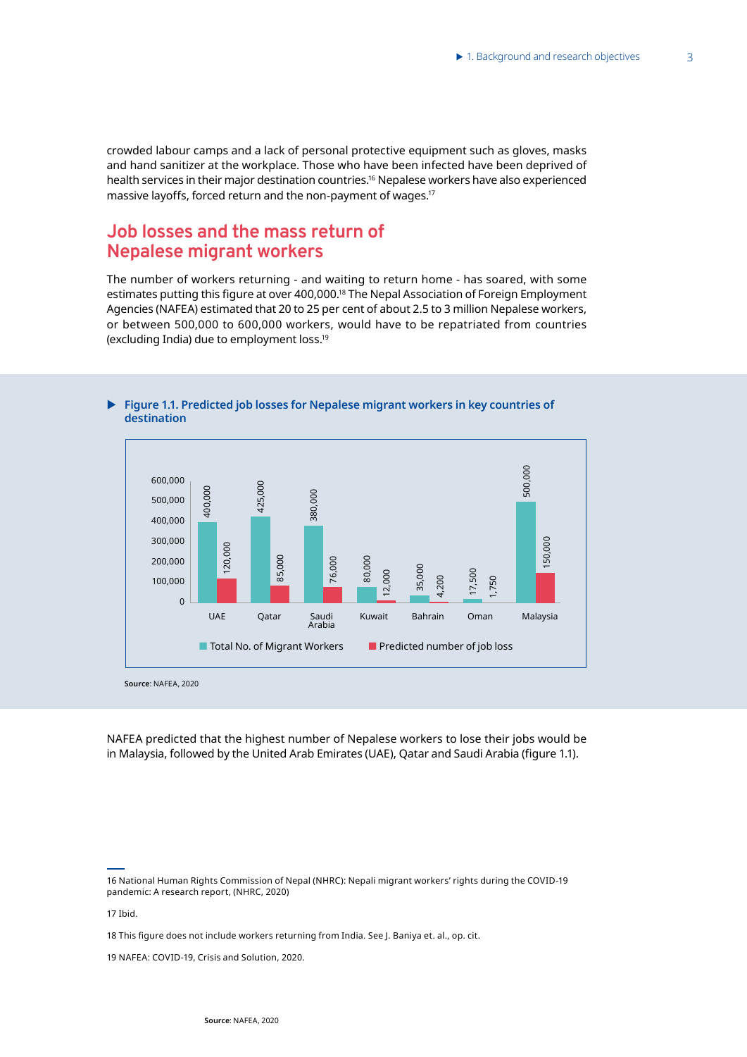crowded labour camps and a lack of personal protective equipment such as gloves, masks and hand sanitizer at the workplace. Those who have been infected have been deprived of health services in their major destination countries.[16] Nepalese workers have also experienced massive layoffs, forced return and the non-payment of wages.[17]

## Job losses and the mass return of Nepalese migrant workers

The number of workers returning - and waiting to return home - has soared, with some estimates putting this figure at over 400,000.[18] The Nepal Association of Foreign Employment Agencies (NAFEA) estimated that 20 to 25 per cent of about 2.5 to 3 million Nepalese workers, or between 500,000 to 600,000 workers, would have to be repatriated from countries (excluding India) due to employment loss.[19]

**Figure 1.1. Predicted job losses for Nepalese migrant workers in key countries of destination**

| | Total No. of Migrant Workers | Predicted number of job loss |
|---|---|---|
| UAE | 400,000 | 120,000 |
| Qatar | 425,000 | 85,000 |
| Saudi Arabia | 380,000 | 76,000 |
| Kuwait | 80,000 | 12,000 |
| Bahrain | 35,000 | 4,200 |
| Oman | 17,500 | 1,750 |
| Malaysia | 500,000 | 150,000 |

**Source**: NAFEA, 2020

NAFEA predicted that the highest number of Nepalese workers to lose their jobs would be in Malaysia, followed by the United Arab Emirates (UAE), Qatar and Saudi Arabia (figure 1.1).

16 National Human Rights Commission of Nepal (NHRC): Nepali migrant workers' rights during the COVID-19 pandemic: A research report, (NHRC, 2020)

17 Ibid.

18 This figure does not include workers returning from India. See J. Baniya et. al., op. cit.

19 NAFEA: COVID-19, Crisis and Solution, 2020.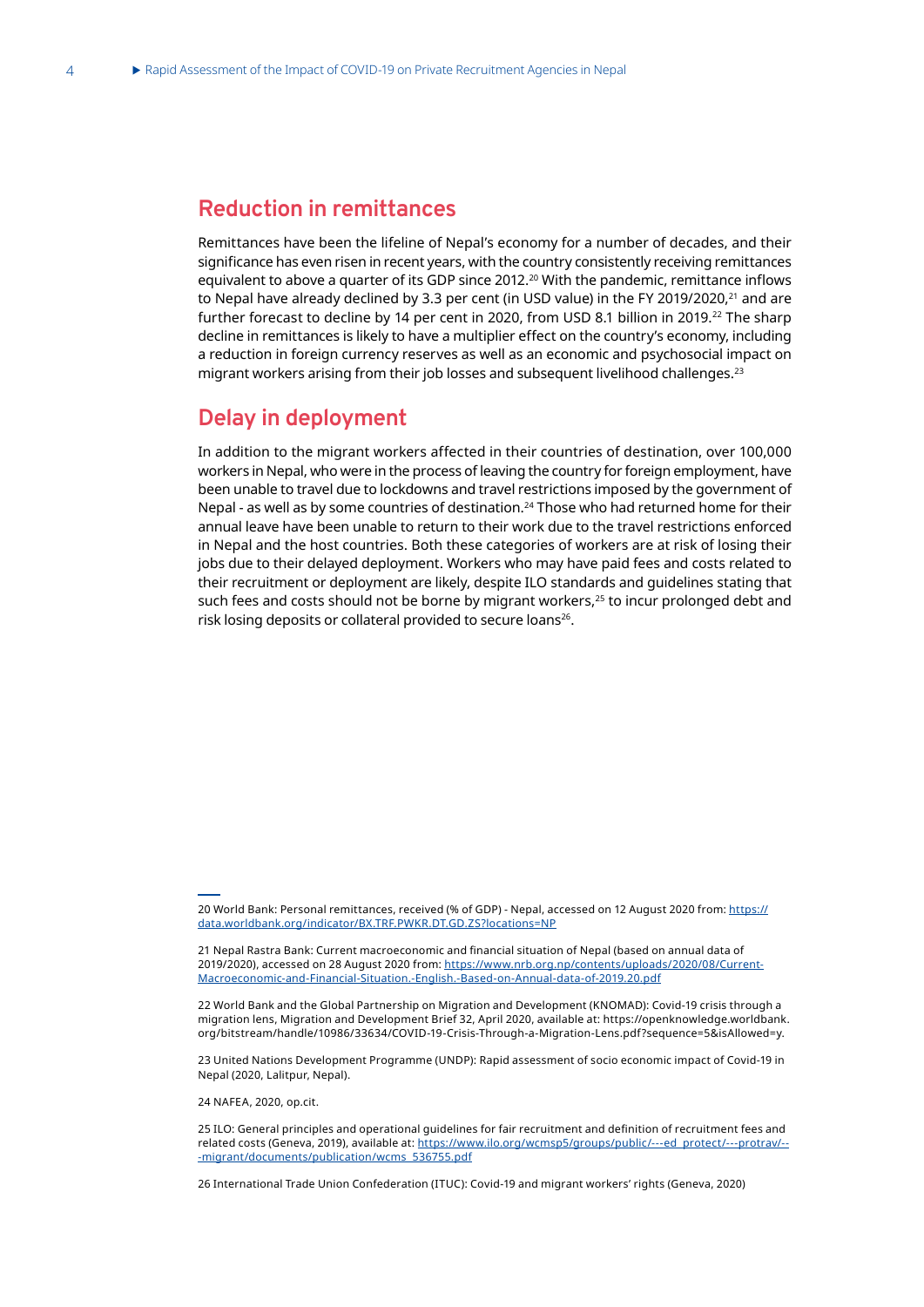## Reduction in remittances

Remittances have been the lifeline of Nepal's economy for a number of decades, and their significance has even risen in recent years, with the country consistently receiving remittances equivalent to above a quarter of its GDP since 2012.[20] With the pandemic, remittance inflows to Nepal have already declined by 3.3 per cent (in USD value) in the FY 2019/2020,[21] and are further forecast to decline by 14 per cent in 2020, from USD 8.1 billion in 2019.[22] The sharp decline in remittances is likely to have a multiplier effect on the country's economy, including a reduction in foreign currency reserves as well as an economic and psychosocial impact on migrant workers arising from their job losses and subsequent livelihood challenges.[23]

## Delay in deployment

In addition to the migrant workers affected in their countries of destination, over 100,000 workers in Nepal, who were in the process of leaving the country for foreign employment, have been unable to travel due to lockdowns and travel restrictions imposed by the government of Nepal - as well as by some countries of destination.[24] Those who had returned home for their annual leave have been unable to return to their work due to the travel restrictions enforced in Nepal and the host countries. Both these categories of workers are at risk of losing their jobs due to their delayed deployment. Workers who may have paid fees and costs related to their recruitment or deployment are likely, despite ILO standards and guidelines stating that such fees and costs should not be borne by migrant workers,[25] to incur prolonged debt and risk losing deposits or collateral provided to secure loans[26].

---

20 World Bank: Personal remittances, received (% of GDP) - Nepal, accessed on 12 August 2020 from: https://data.worldbank.org/indicator/BX.TRF.PWKR.DT.GD.ZS?locations=NP

21 Nepal Rastra Bank: Current macroeconomic and financial situation of Nepal (based on annual data of 2019/2020), accessed on 28 August 2020 from: https://www.nrb.org.np/contents/uploads/2020/08/Current-Macroeconomic-and-Financial-Situation.-English.-Based-on-Annual-data-of-2019.20.pdf

22 World Bank and the Global Partnership on Migration and Development (KNOMAD): Covid-19 crisis through a migration lens, Migration and Development Brief 32, April 2020, available at: https://openknowledge.worldbank.org/bitstream/handle/10986/33634/COVID-19-Crisis-Through-a-Migration-Lens.pdf?sequence=5&isAllowed=y.

23 United Nations Development Programme (UNDP): Rapid assessment of socio economic impact of Covid-19 in Nepal (2020, Lalitpur, Nepal).

24 NAFEA, 2020, op.cit.

25 ILO: General principles and operational guidelines for fair recruitment and definition of recruitment fees and related costs (Geneva, 2019), available at: https://www.ilo.org/wcmsp5/groups/public/---ed_protect/---protrav/---migrant/documents/publication/wcms_536755.pdf

26 International Trade Union Confederation (ITUC): Covid-19 and migrant workers' rights (Geneva, 2020)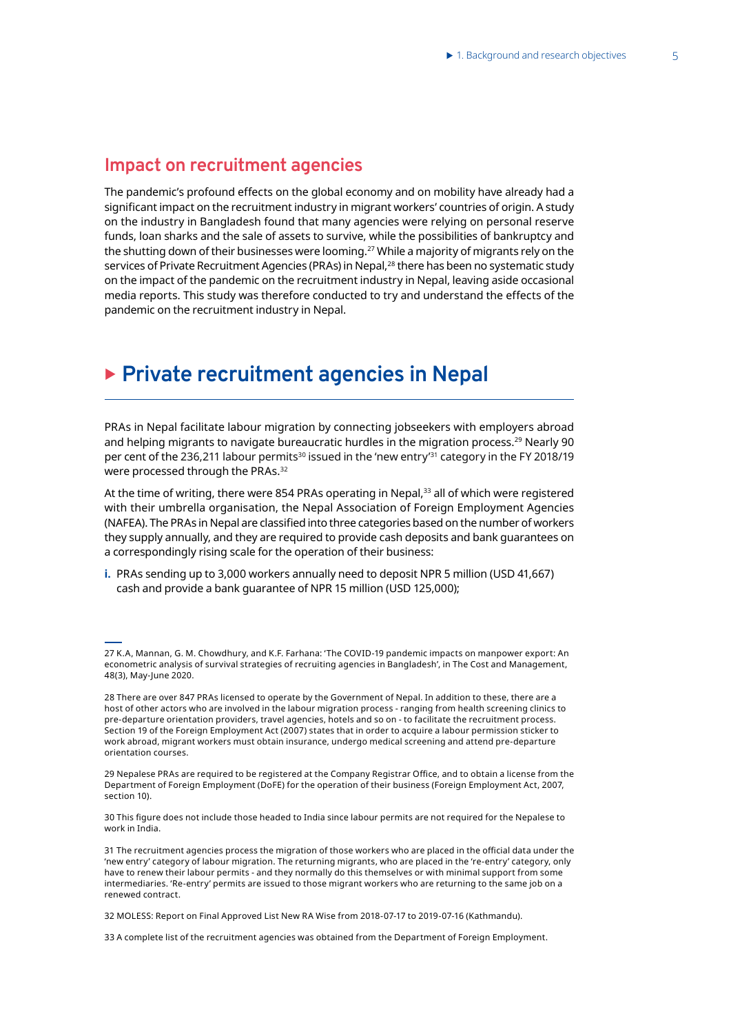## Impact on recruitment agencies

The pandemic's profound effects on the global economy and on mobility have already had a significant impact on the recruitment industry in migrant workers' countries of origin. A study on the industry in Bangladesh found that many agencies were relying on personal reserve funds, loan sharks and the sale of assets to survive, while the possibilities of bankruptcy and the shutting down of their businesses were looming.[27] While a majority of migrants rely on the services of Private Recruitment Agencies (PRAs) in Nepal,[28] there has been no systematic study on the impact of the pandemic on the recruitment industry in Nepal, leaving aside occasional media reports. This study was therefore conducted to try and understand the effects of the pandemic on the recruitment industry in Nepal.

# ▶ Private recruitment agencies in Nepal

PRAs in Nepal facilitate labour migration by connecting jobseekers with employers abroad and helping migrants to navigate bureaucratic hurdles in the migration process.[29] Nearly 90 per cent of the 236,211 labour permits[30] issued in the 'new entry'[31] category in the FY 2018/19 were processed through the PRAs.[32]

At the time of writing, there were 854 PRAs operating in Nepal,[33] all of which were registered with their umbrella organisation, the Nepal Association of Foreign Employment Agencies (NAFEA). The PRAs in Nepal are classified into three categories based on the number of workers they supply annually, and they are required to provide cash deposits and bank guarantees on a correspondingly rising scale for the operation of their business:

i. PRAs sending up to 3,000 workers annually need to deposit NPR 5 million (USD 41,667) cash and provide a bank guarantee of NPR 15 million (USD 125,000);

---

27 K.A, Mannan, G. M. Chowdhury, and K.F. Farhana: 'The COVID-19 pandemic impacts on manpower export: An econometric analysis of survival strategies of recruiting agencies in Bangladesh', in The Cost and Management, 48(3), May-June 2020.

28 There are over 847 PRAs licensed to operate by the Government of Nepal. In addition to these, there are a host of other actors who are involved in the labour migration process - ranging from health screening clinics to pre-departure orientation providers, travel agencies, hotels and so on - to facilitate the recruitment process. Section 19 of the Foreign Employment Act (2007) states that in order to acquire a labour permission sticker to work abroad, migrant workers must obtain insurance, undergo medical screening and attend pre-departure orientation courses.

29 Nepalese PRAs are required to be registered at the Company Registrar Office, and to obtain a license from the Department of Foreign Employment (DoFE) for the operation of their business (Foreign Employment Act, 2007, section 10).

30 This figure does not include those headed to India since labour permits are not required for the Nepalese to work in India.

31 The recruitment agencies process the migration of those workers who are placed in the official data under the 'new entry' category of labour migration. The returning migrants, who are placed in the 're-entry' category, only have to renew their labour permits - and they normally do this themselves or with minimal support from some intermediaries. 'Re-entry' permits are issued to those migrant workers who are returning to the same job on a renewed contract.

32 MOLESS: Report on Final Approved List New RA Wise from 2018-07-17 to 2019-07-16 (Kathmandu).

33 A complete list of the recruitment agencies was obtained from the Department of Foreign Employment.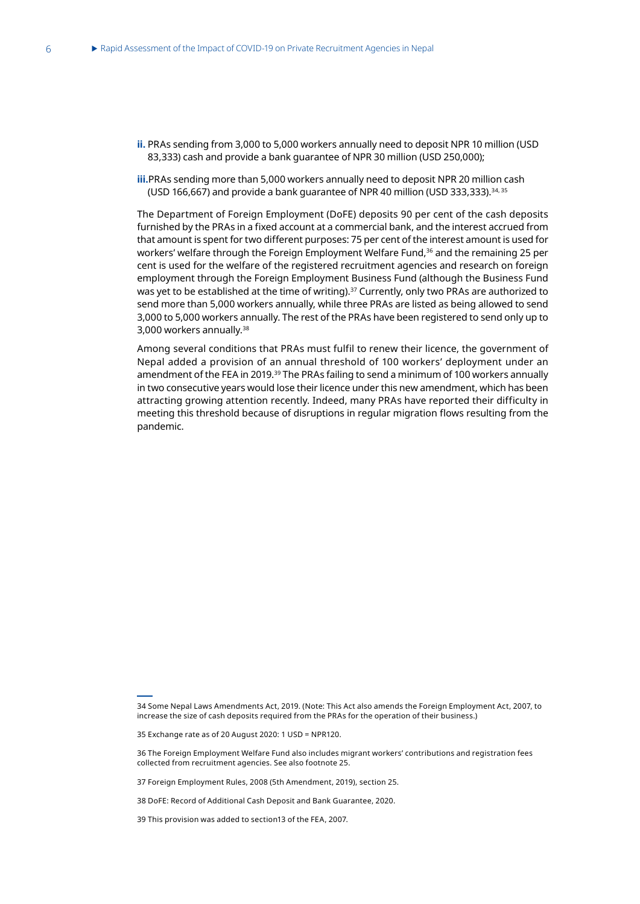**ii.** PRAs sending from 3,000 to 5,000 workers annually need to deposit NPR 10 million (USD 83,333) cash and provide a bank guarantee of NPR 30 million (USD 250,000);

**iii.** PRAs sending more than 5,000 workers annually need to deposit NPR 20 million cash (USD 166,667) and provide a bank guarantee of NPR 40 million (USD 333,333).[34, 35]

The Department of Foreign Employment (DoFE) deposits 90 per cent of the cash deposits furnished by the PRAs in a fixed account at a commercial bank, and the interest accrued from that amount is spent for two different purposes: 75 per cent of the interest amount is used for workers' welfare through the Foreign Employment Welfare Fund,[36] and the remaining 25 per cent is used for the welfare of the registered recruitment agencies and research on foreign employment through the Foreign Employment Business Fund (although the Business Fund was yet to be established at the time of writing).[37] Currently, only two PRAs are authorized to send more than 5,000 workers annually, while three PRAs are listed as being allowed to send 3,000 to 5,000 workers annually. The rest of the PRAs have been registered to send only up to 3,000 workers annually.[38]

Among several conditions that PRAs must fulfil to renew their licence, the government of Nepal added a provision of an annual threshold of 100 workers' deployment under an amendment of the FEA in 2019.[39] The PRAs failing to send a minimum of 100 workers annually in two consecutive years would lose their licence under this new amendment, which has been attracting growing attention recently. Indeed, many PRAs have reported their difficulty in meeting this threshold because of disruptions in regular migration flows resulting from the pandemic.

---

34 Some Nepal Laws Amendments Act, 2019. (Note: This Act also amends the Foreign Employment Act, 2007, to increase the size of cash deposits required from the PRAs for the operation of their business.)

35 Exchange rate as of 20 August 2020: 1 USD = NPR120.

36 The Foreign Employment Welfare Fund also includes migrant workers' contributions and registration fees collected from recruitment agencies. See also footnote 25.

37 Foreign Employment Rules, 2008 (5th Amendment, 2019), section 25.

38 DoFE: Record of Additional Cash Deposit and Bank Guarantee, 2020.

39 This provision was added to section13 of the FEA, 2007.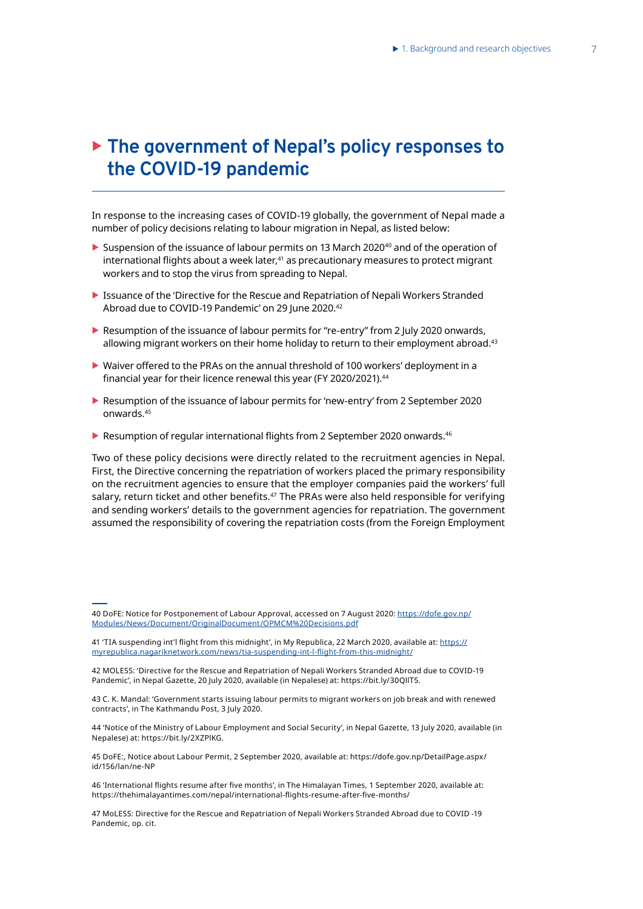## The government of Nepal's policy responses to the COVID-19 pandemic

In response to the increasing cases of COVID-19 globally, the government of Nepal made a number of policy decisions relating to labour migration in Nepal, as listed below:

- Suspension of the issuance of labour permits on 13 March 2020[40] and of the operation of international flights about a week later,[41] as precautionary measures to protect migrant workers and to stop the virus from spreading to Nepal.
- Issuance of the 'Directive for the Rescue and Repatriation of Nepali Workers Stranded Abroad due to COVID-19 Pandemic' on 29 June 2020.[42]
- Resumption of the issuance of labour permits for "re-entry" from 2 July 2020 onwards, allowing migrant workers on their home holiday to return to their employment abroad.[43]
- Waiver offered to the PRAs on the annual threshold of 100 workers' deployment in a financial year for their licence renewal this year (FY 2020/2021).[44]
- Resumption of the issuance of labour permits for 'new-entry' from 2 September 2020 onwards.[45]
- Resumption of regular international flights from 2 September 2020 onwards.[46]

Two of these policy decisions were directly related to the recruitment agencies in Nepal. First, the Directive concerning the repatriation of workers placed the primary responsibility on the recruitment agencies to ensure that the employer companies paid the workers' full salary, return ticket and other benefits.[47] The PRAs were also held responsible for verifying and sending workers' details to the government agencies for repatriation. The government assumed the responsibility of covering the repatriation costs (from the Foreign Employment

---

40 DoFE: Notice for Postponement of Labour Approval, accessed on 7 August 2020: https://dofe.gov.np/Modules/News/Document/OriginalDocument/OPMCM%20Decisions.pdf

41 'TIA suspending int'l flight from this midnight', in My Republica, 22 March 2020, available at: https://myrepublica.nagariknetwork.com/news/tia-suspending-int-l-flight-from-this-midnight/

42 MOLESS: 'Directive for the Rescue and Repatriation of Nepali Workers Stranded Abroad due to COVID-19 Pandemic', in Nepal Gazette, 20 July 2020, available (in Nepalese) at: https://bit.ly/30QllT5.

43 C. K. Mandal: 'Government starts issuing labour permits to migrant workers on job break and with renewed contracts', in The Kathmandu Post, 3 July 2020.

44 'Notice of the Ministry of Labour Employment and Social Security', in Nepal Gazette, 13 July 2020, available (in Nepalese) at: https://bit.ly/2XZPlKG.

45 DoFE:, Notice about Labour Permit, 2 September 2020, available at: https://dofe.gov.np/DetailPage.aspx/id/156/lan/ne-NP

46 'International flights resume after five months', in The Himalayan Times, 1 September 2020, available at: https://thehimalayantimes.com/nepal/international-flights-resume-after-five-months/

47 MoLESS: Directive for the Rescue and Repatriation of Nepali Workers Stranded Abroad due to COVID -19 Pandemic, op. cit.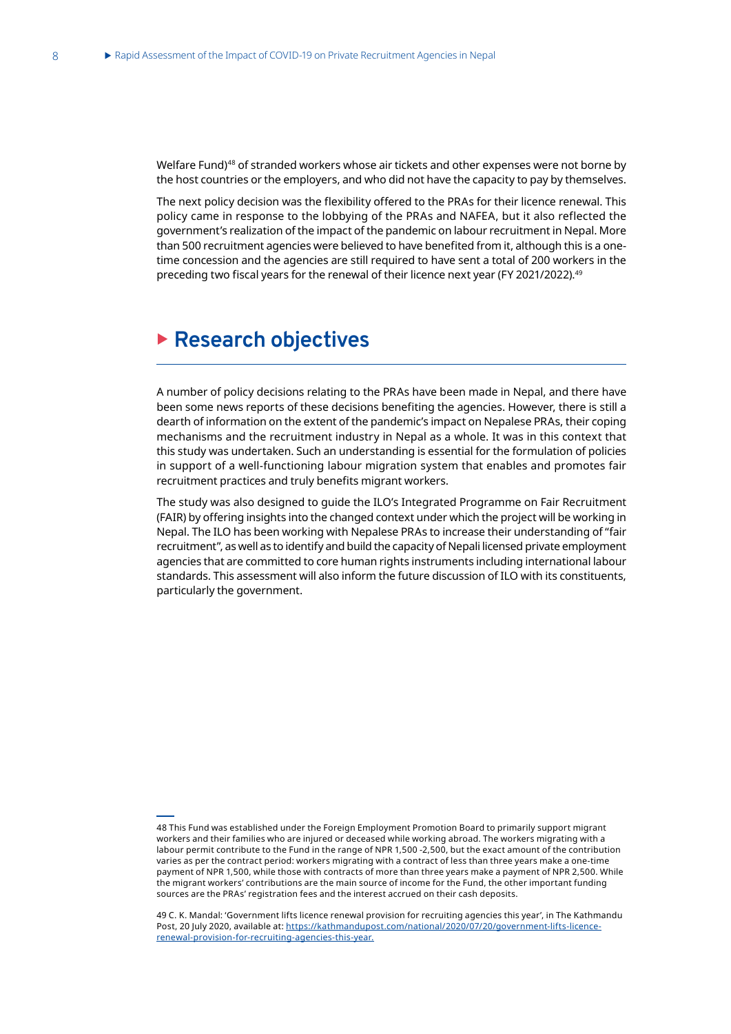Welfare Fund)[48] of stranded workers whose air tickets and other expenses were not borne by the host countries or the employers, and who did not have the capacity to pay by themselves.

The next policy decision was the flexibility offered to the PRAs for their licence renewal. This policy came in response to the lobbying of the PRAs and NAFEA, but it also reflected the government's realization of the impact of the pandemic on labour recruitment in Nepal. More than 500 recruitment agencies were believed to have benefited from it, although this is a one-time concession and the agencies are still required to have sent a total of 200 workers in the preceding two fiscal years for the renewal of their licence next year (FY 2021/2022).[49]

## Research objectives

A number of policy decisions relating to the PRAs have been made in Nepal, and there have been some news reports of these decisions benefiting the agencies. However, there is still a dearth of information on the extent of the pandemic's impact on Nepalese PRAs, their coping mechanisms and the recruitment industry in Nepal as a whole. It was in this context that this study was undertaken. Such an understanding is essential for the formulation of policies in support of a well-functioning labour migration system that enables and promotes fair recruitment practices and truly benefits migrant workers.

The study was also designed to guide the ILO's Integrated Programme on Fair Recruitment (FAIR) by offering insights into the changed context under which the project will be working in Nepal. The ILO has been working with Nepalese PRAs to increase their understanding of "fair recruitment", as well as to identify and build the capacity of Nepali licensed private employment agencies that are committed to core human rights instruments including international labour standards. This assessment will also inform the future discussion of ILO with its constituents, particularly the government.

---

48 This Fund was established under the Foreign Employment Promotion Board to primarily support migrant workers and their families who are injured or deceased while working abroad. The workers migrating with a labour permit contribute to the Fund in the range of NPR 1,500 -2,500, but the exact amount of the contribution varies as per the contract period: workers migrating with a contract of less than three years make a one-time payment of NPR 1,500, while those with contracts of more than three years make a payment of NPR 2,500. While the migrant workers' contributions are the main source of income for the Fund, the other important funding sources are the PRAs' registration fees and the interest accrued on their cash deposits.

49 C. K. Mandal: 'Government lifts licence renewal provision for recruiting agencies this year', in The Kathmandu Post, 20 July 2020, available at: https://kathmandupost.com/national/2020/07/20/government-lifts-licence-renewal-provision-for-recruiting-agencies-this-year.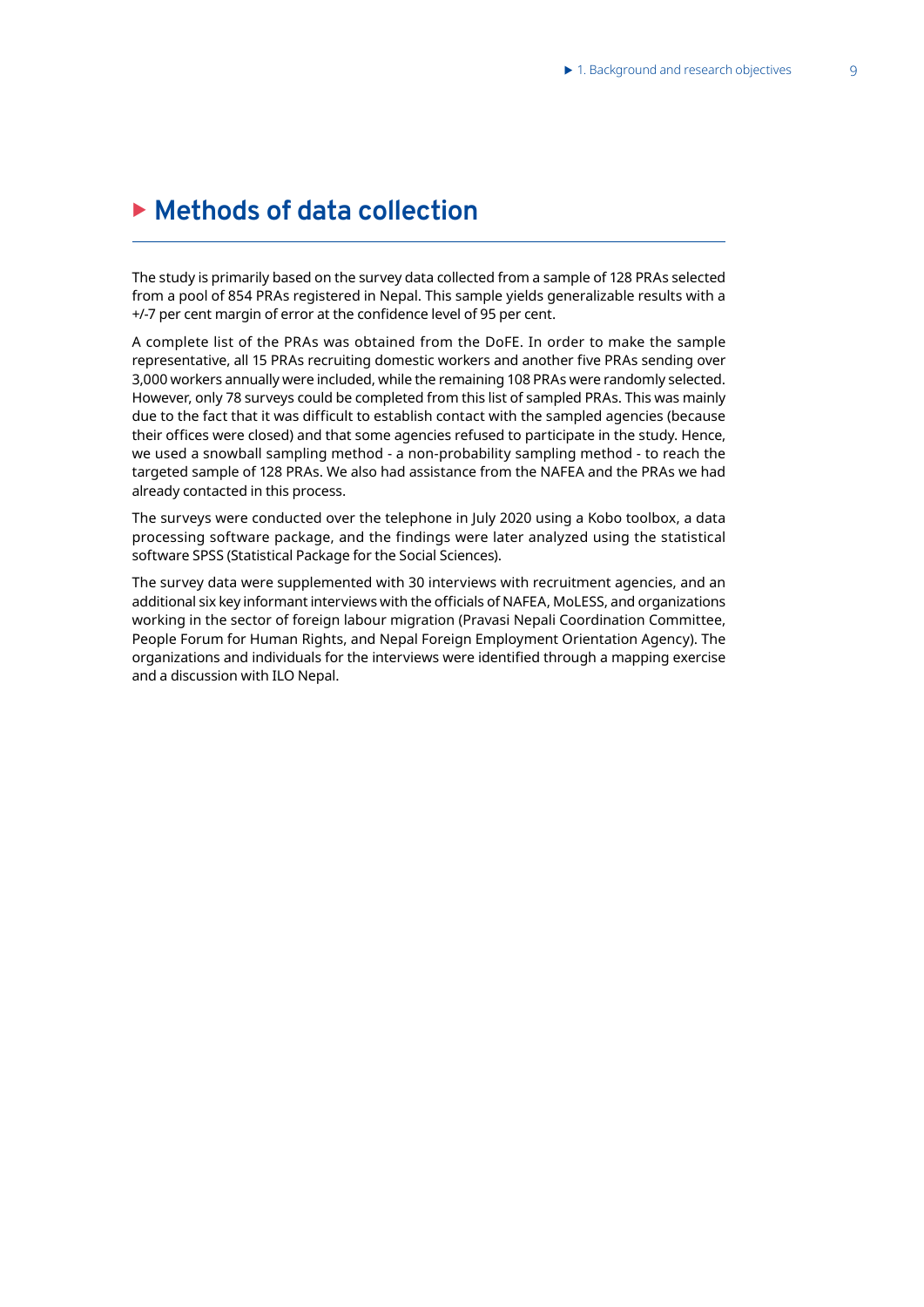# Methods of data collection

The study is primarily based on the survey data collected from a sample of 128 PRAs selected from a pool of 854 PRAs registered in Nepal. This sample yields generalizable results with a +/-7 per cent margin of error at the confidence level of 95 per cent.

A complete list of the PRAs was obtained from the DoFE. In order to make the sample representative, all 15 PRAs recruiting domestic workers and another five PRAs sending over 3,000 workers annually were included, while the remaining 108 PRAs were randomly selected. However, only 78 surveys could be completed from this list of sampled PRAs. This was mainly due to the fact that it was difficult to establish contact with the sampled agencies (because their offices were closed) and that some agencies refused to participate in the study. Hence, we used a snowball sampling method - a non-probability sampling method - to reach the targeted sample of 128 PRAs. We also had assistance from the NAFEA and the PRAs we had already contacted in this process.

The surveys were conducted over the telephone in July 2020 using a Kobo toolbox, a data processing software package, and the findings were later analyzed using the statistical software SPSS (Statistical Package for the Social Sciences).

The survey data were supplemented with 30 interviews with recruitment agencies, and an additional six key informant interviews with the officials of NAFEA, MoLESS, and organizations working in the sector of foreign labour migration (Pravasi Nepali Coordination Committee, People Forum for Human Rights, and Nepal Foreign Employment Orientation Agency). The organizations and individuals for the interviews were identified through a mapping exercise and a discussion with ILO Nepal.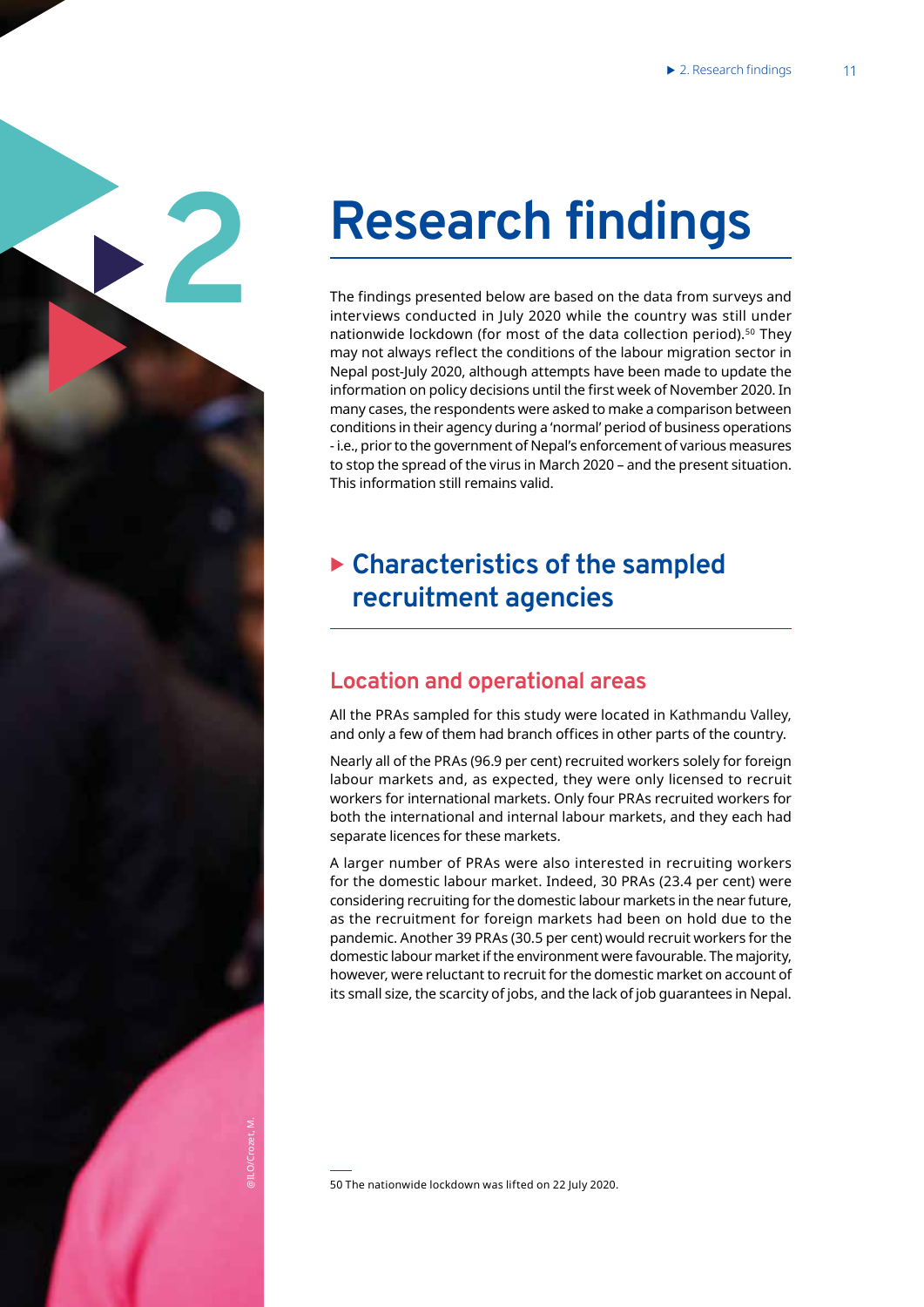# 2 Research findings

The findings presented below are based on the data from surveys and interviews conducted in July 2020 while the country was still under nationwide lockdown (for most of the data collection period).[50] They may not always reflect the conditions of the labour migration sector in Nepal post-July 2020, although attempts have been made to update the information on policy decisions until the first week of November 2020. In many cases, the respondents were asked to make a comparison between conditions in their agency during a 'normal' period of business operations - i.e., prior to the government of Nepal's enforcement of various measures to stop the spread of the virus in March 2020 – and the present situation. This information still remains valid.

## Characteristics of the sampled recruitment agencies

### Location and operational areas

All the PRAs sampled for this study were located in Kathmandu Valley, and only a few of them had branch offices in other parts of the country.

Nearly all of the PRAs (96.9 per cent) recruited workers solely for foreign labour markets and, as expected, they were only licensed to recruit workers for international markets. Only four PRAs recruited workers for both the international and internal labour markets, and they each had separate licences for these markets.

A larger number of PRAs were also interested in recruiting workers for the domestic labour market. Indeed, 30 PRAs (23.4 per cent) were considering recruiting for the domestic labour markets in the near future, as the recruitment for foreign markets had been on hold due to the pandemic. Another 39 PRAs (30.5 per cent) would recruit workers for the domestic labour market if the environment were favourable. The majority, however, were reluctant to recruit for the domestic market on account of its small size, the scarcity of jobs, and the lack of job guarantees in Nepal.

50 The nationwide lockdown was lifted on 22 July 2020.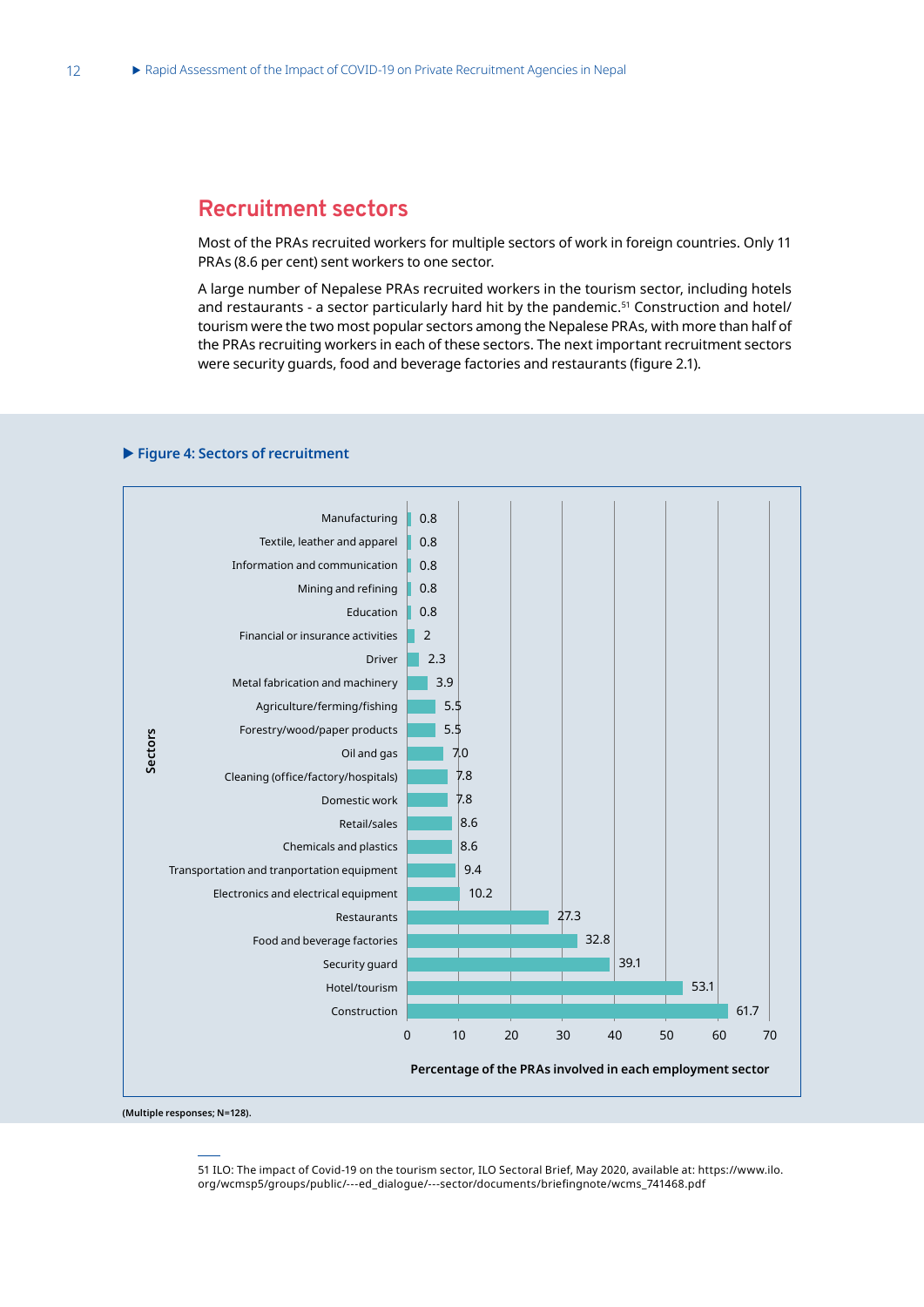## Recruitment sectors

Most of the PRAs recruited workers for multiple sectors of work in foreign countries. Only 11 PRAs (8.6 per cent) sent workers to one sector.

A large number of Nepalese PRAs recruited workers in the tourism sector, including hotels and restaurants - a sector particularly hard hit by the pandemic.[51] Construction and hotel/ tourism were the two most popular sectors among the Nepalese PRAs, with more than half of the PRAs recruiting workers in each of these sectors. The next important recruitment sectors were security guards, food and beverage factories and restaurants (figure 2.1).

**Figure 4: Sectors of recruitment**

| Sectors | Percentage of the PRAs involved in each employment sector |
|---|---|
| Manufacturing | 0.8 |
| Textile, leather and apparel | 0.8 |
| Information and communication | 0.8 |
| Mining and refining | 0.8 |
| Education | 0.8 |
| Financial or insurance activities | 2 |
| Driver | 2.3 |
| Metal fabrication and machinery | 3.9 |
| Agriculture/ferming/fishing | 5.5 |
| Forestry/wood/paper products | 5.5 |
| Oil and gas | 7.0 |
| Cleaning (office/factory/hospitals) | 7.8 |
| Domestic work | 7.8 |
| Retail/sales | 8.6 |
| Chemicals and plastics | 8.6 |
| Transportation and tranportation equipment | 9.4 |
| Electronics and electrical equipment | 10.2 |
| Restaurants | 27.3 |
| Food and beverage factories | 32.8 |
| Security guard | 39.1 |
| Hotel/tourism | 53.1 |
| Construction | 61.7 |

**(Multiple responses; N=128).**

51 ILO: The impact of Covid-19 on the tourism sector, ILO Sectoral Brief, May 2020, available at: https://www.ilo.org/wcmsp5/groups/public/---ed_dialogue/---sector/documents/briefingnote/wcms_741468.pdf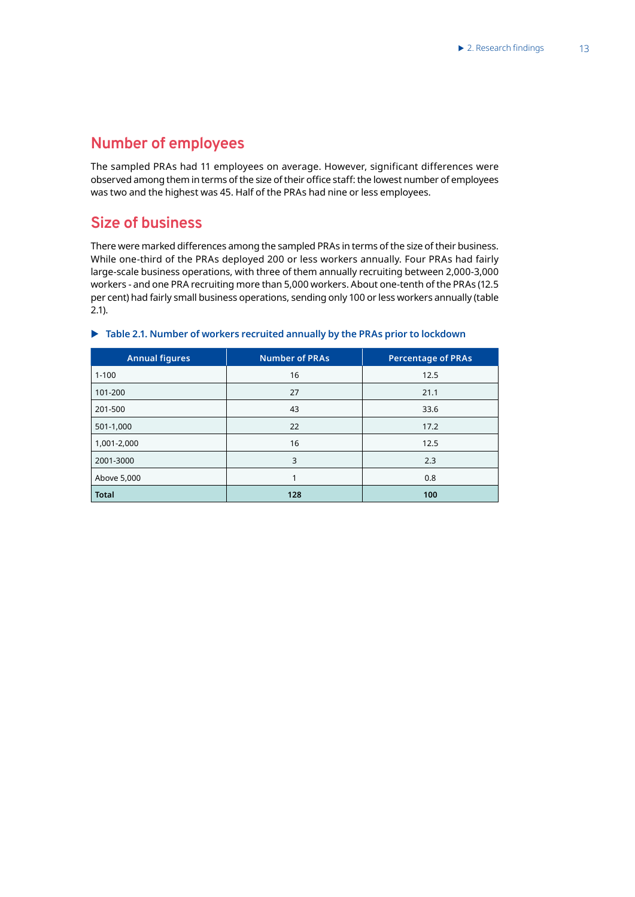## Number of employees

The sampled PRAs had 11 employees on average. However, significant differences were observed among them in terms of the size of their office staff: the lowest number of employees was two and the highest was 45. Half of the PRAs had nine or less employees.

## Size of business

There were marked differences among the sampled PRAs in terms of the size of their business. While one-third of the PRAs deployed 200 or less workers annually. Four PRAs had fairly large-scale business operations, with three of them annually recruiting between 2,000-3,000 workers - and one PRA recruiting more than 5,000 workers. About one-tenth of the PRAs (12.5 per cent) had fairly small business operations, sending only 100 or less workers annually (table 2.1).

**Table 2.1. Number of workers recruited annually by the PRAs prior to lockdown**

| Annual figures | Number of PRAs | Percentage of PRAs |
|---|---|---|
| 1-100 | 16 | 12.5 |
| 101-200 | 27 | 21.1 |
| 201-500 | 43 | 33.6 |
| 501-1,000 | 22 | 17.2 |
| 1,001-2,000 | 16 | 12.5 |
| 2001-3000 | 3 | 2.3 |
| Above 5,000 | 1 | 0.8 |
| **Total** | **128** | **100** |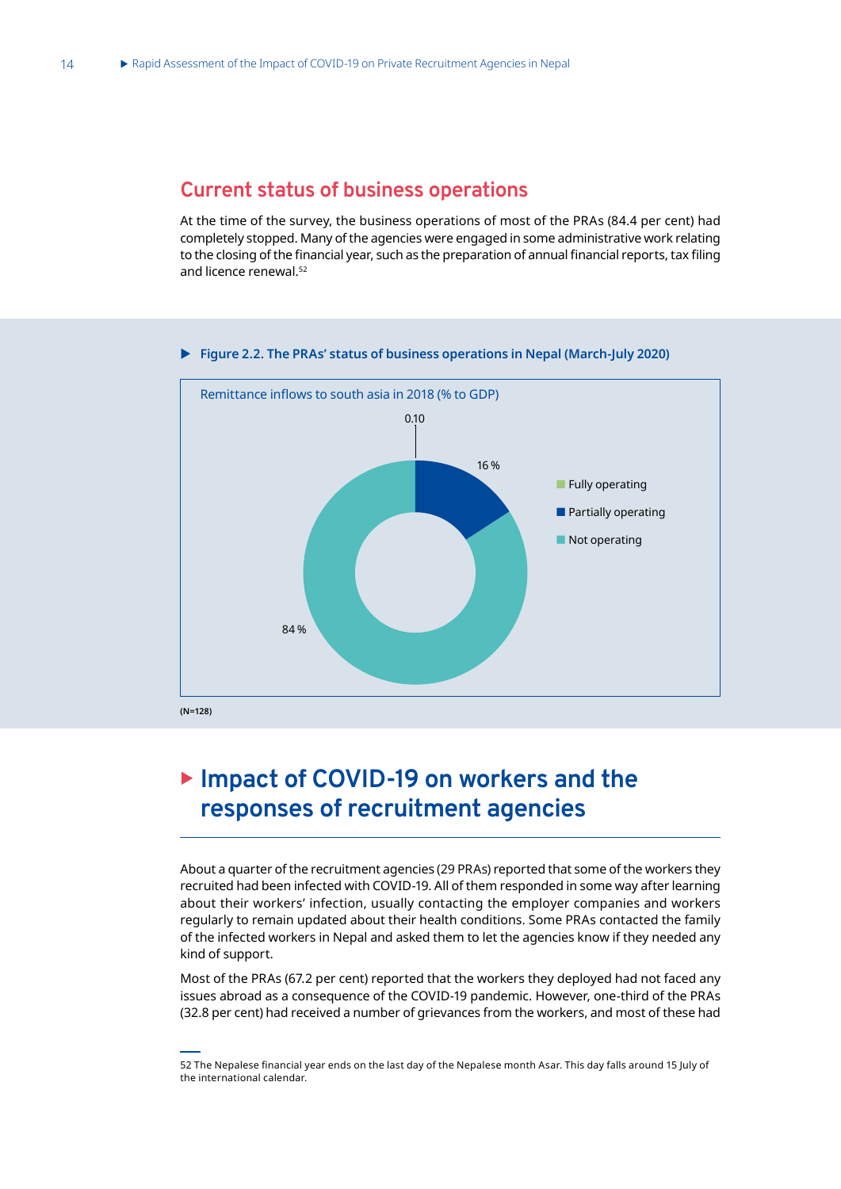## Current status of business operations

At the time of the survey, the business operations of most of the PRAs (84.4 per cent) had completely stopped. Many of the agencies were engaged in some administrative work relating to the closing of the financial year, such as the preparation of annual financial reports, tax filing and licence renewal.[52]

**Figure 2.2. The PRAs' status of business operations in Nepal (March-July 2020)**

Remittance inflows to south asia in 2018 (% to GDP)

| Status | Value |
|---|---|
| Fully operating | 0.10 |
| Partially operating | 16 % |
| Not operating | 84 % |

(N=128)

# Impact of COVID-19 on workers and the responses of recruitment agencies

About a quarter of the recruitment agencies (29 PRAs) reported that some of the workers they recruited had been infected with COVID-19. All of them responded in some way after learning about their workers' infection, usually contacting the employer companies and workers regularly to remain updated about their health conditions. Some PRAs contacted the family of the infected workers in Nepal and asked them to let the agencies know if they needed any kind of support.

Most of the PRAs (67.2 per cent) reported that the workers they deployed had not faced any issues abroad as a consequence of the COVID-19 pandemic. However, one-third of the PRAs (32.8 per cent) had received a number of grievances from the workers, and most of these had

52 The Nepalese financial year ends on the last day of the Nepalese month Asar. This day falls around 15 July of the international calendar.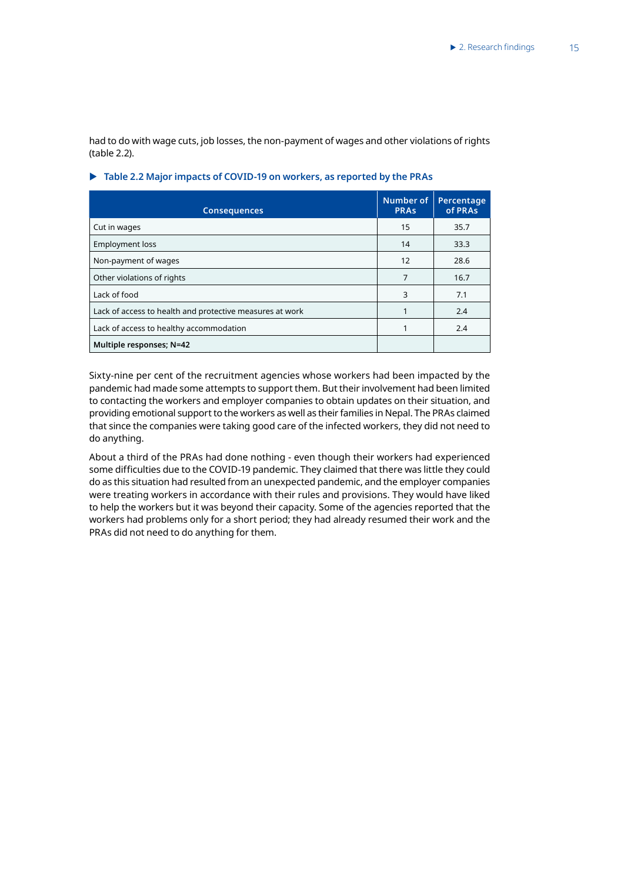had to do with wage cuts, job losses, the non-payment of wages and other violations of rights (table 2.2).

**Table 2.2 Major impacts of COVID-19 on workers, as reported by the PRAs**

| Consequences | Number of PRAs | Percentage of PRAs |
|---|---|---|
| Cut in wages | 15 | 35.7 |
| Employment loss | 14 | 33.3 |
| Non-payment of wages | 12 | 28.6 |
| Other violations of rights | 7 | 16.7 |
| Lack of food | 3 | 7.1 |
| Lack of access to health and protective measures at work | 1 | 2.4 |
| Lack of access to healthy accommodation | 1 | 2.4 |
| **Multiple responses; N=42** | | |

Sixty-nine per cent of the recruitment agencies whose workers had been impacted by the pandemic had made some attempts to support them. But their involvement had been limited to contacting the workers and employer companies to obtain updates on their situation, and providing emotional support to the workers as well as their families in Nepal. The PRAs claimed that since the companies were taking good care of the infected workers, they did not need to do anything.

About a third of the PRAs had done nothing - even though their workers had experienced some difficulties due to the COVID-19 pandemic. They claimed that there was little they could do as this situation had resulted from an unexpected pandemic, and the employer companies were treating workers in accordance with their rules and provisions. They would have liked to help the workers but it was beyond their capacity. Some of the agencies reported that the workers had problems only for a short period; they had already resumed their work and the PRAs did not need to do anything for them.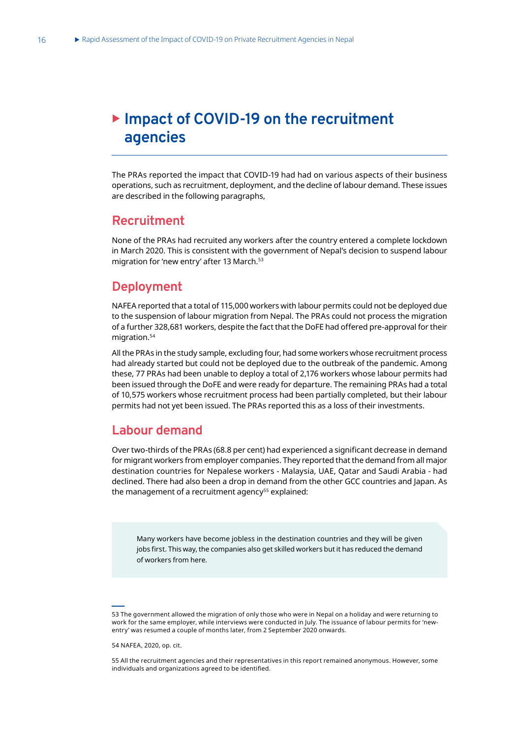# Impact of COVID-19 on the recruitment agencies

The PRAs reported the impact that COVID-19 had had on various aspects of their business operations, such as recruitment, deployment, and the decline of labour demand. These issues are described in the following paragraphs,

## Recruitment

None of the PRAs had recruited any workers after the country entered a complete lockdown in March 2020. This is consistent with the government of Nepal's decision to suspend labour migration for 'new entry' after 13 March.[53]

## Deployment

NAFEA reported that a total of 115,000 workers with labour permits could not be deployed due to the suspension of labour migration from Nepal. The PRAs could not process the migration of a further 328,681 workers, despite the fact that the DoFE had offered pre-approval for their migration.[54]

All the PRAs in the study sample, excluding four, had some workers whose recruitment process had already started but could not be deployed due to the outbreak of the pandemic. Among these, 77 PRAs had been unable to deploy a total of 2,176 workers whose labour permits had been issued through the DoFE and were ready for departure. The remaining PRAs had a total of 10,575 workers whose recruitment process had been partially completed, but their labour permits had not yet been issued. The PRAs reported this as a loss of their investments.

## Labour demand

Over two-thirds of the PRAs (68.8 per cent) had experienced a significant decrease in demand for migrant workers from employer companies. They reported that the demand from all major destination countries for Nepalese workers - Malaysia, UAE, Qatar and Saudi Arabia - had declined. There had also been a drop in demand from the other GCC countries and Japan. As the management of a recruitment agency[55] explained:

> Many workers have become jobless in the destination countries and they will be given jobs first. This way, the companies also get skilled workers but it has reduced the demand of workers from here.

---

53 The government allowed the migration of only those who were in Nepal on a holiday and were returning to work for the same employer, while interviews were conducted in July. The issuance of labour permits for 'new-entry' was resumed a couple of months later, from 2 September 2020 onwards.

54 NAFEA, 2020, op. cit.

55 All the recruitment agencies and their representatives in this report remained anonymous. However, some individuals and organizations agreed to be identified.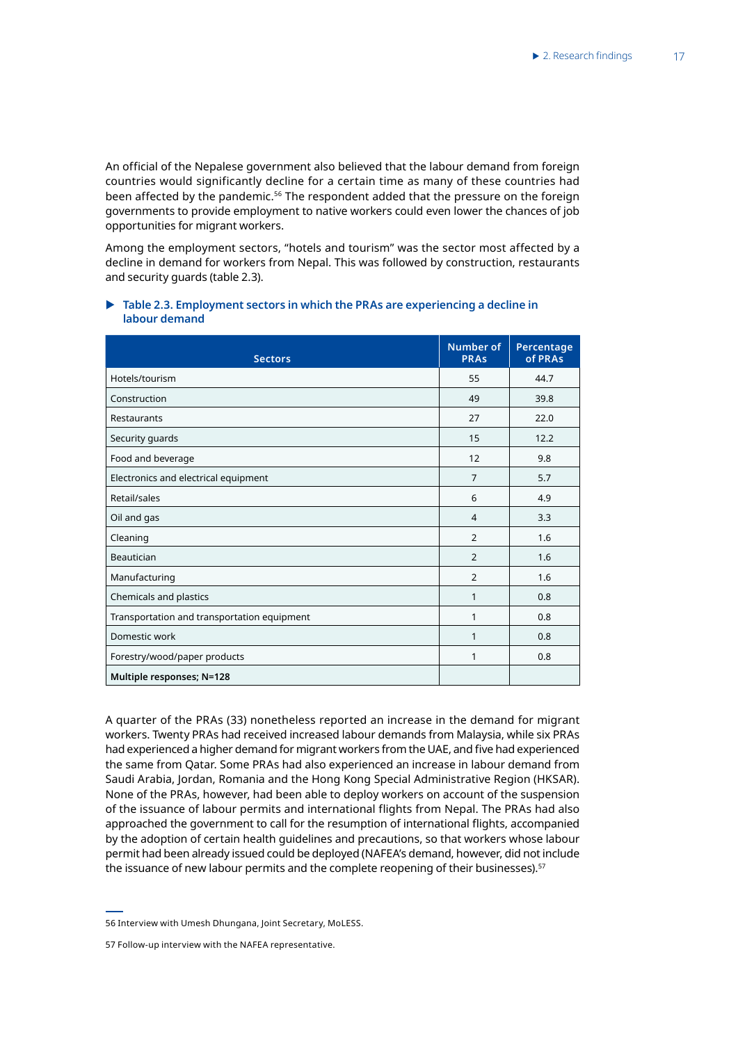An official of the Nepalese government also believed that the labour demand from foreign countries would significantly decline for a certain time as many of these countries had been affected by the pandemic.[56] The respondent added that the pressure on the foreign governments to provide employment to native workers could even lower the chances of job opportunities for migrant workers.

Among the employment sectors, "hotels and tourism" was the sector most affected by a decline in demand for workers from Nepal. This was followed by construction, restaurants and security guards (table 2.3).

**Table 2.3. Employment sectors in which the PRAs are experiencing a decline in labour demand**

| Sectors | Number of PRAs | Percentage of PRAs |
|---|---|---|
| Hotels/tourism | 55 | 44.7 |
| Construction | 49 | 39.8 |
| Restaurants | 27 | 22.0 |
| Security guards | 15 | 12.2 |
| Food and beverage | 12 | 9.8 |
| Electronics and electrical equipment | 7 | 5.7 |
| Retail/sales | 6 | 4.9 |
| Oil and gas | 4 | 3.3 |
| Cleaning | 2 | 1.6 |
| Beautician | 2 | 1.6 |
| Manufacturing | 2 | 1.6 |
| Chemicals and plastics | 1 | 0.8 |
| Transportation and transportation equipment | 1 | 0.8 |
| Domestic work | 1 | 0.8 |
| Forestry/wood/paper products | 1 | 0.8 |
| **Multiple responses; N=128** | | |

A quarter of the PRAs (33) nonetheless reported an increase in the demand for migrant workers. Twenty PRAs had received increased labour demands from Malaysia, while six PRAs had experienced a higher demand for migrant workers from the UAE, and five had experienced the same from Qatar. Some PRAs had also experienced an increase in labour demand from Saudi Arabia, Jordan, Romania and the Hong Kong Special Administrative Region (HKSAR). None of the PRAs, however, had been able to deploy workers on account of the suspension of the issuance of labour permits and international flights from Nepal. The PRAs had also approached the government to call for the resumption of international flights, accompanied by the adoption of certain health guidelines and precautions, so that workers whose labour permit had been already issued could be deployed (NAFEA's demand, however, did not include the issuance of new labour permits and the complete reopening of their businesses).[57]

56 Interview with Umesh Dhungana, Joint Secretary, MoLESS.

57 Follow-up interview with the NAFEA representative.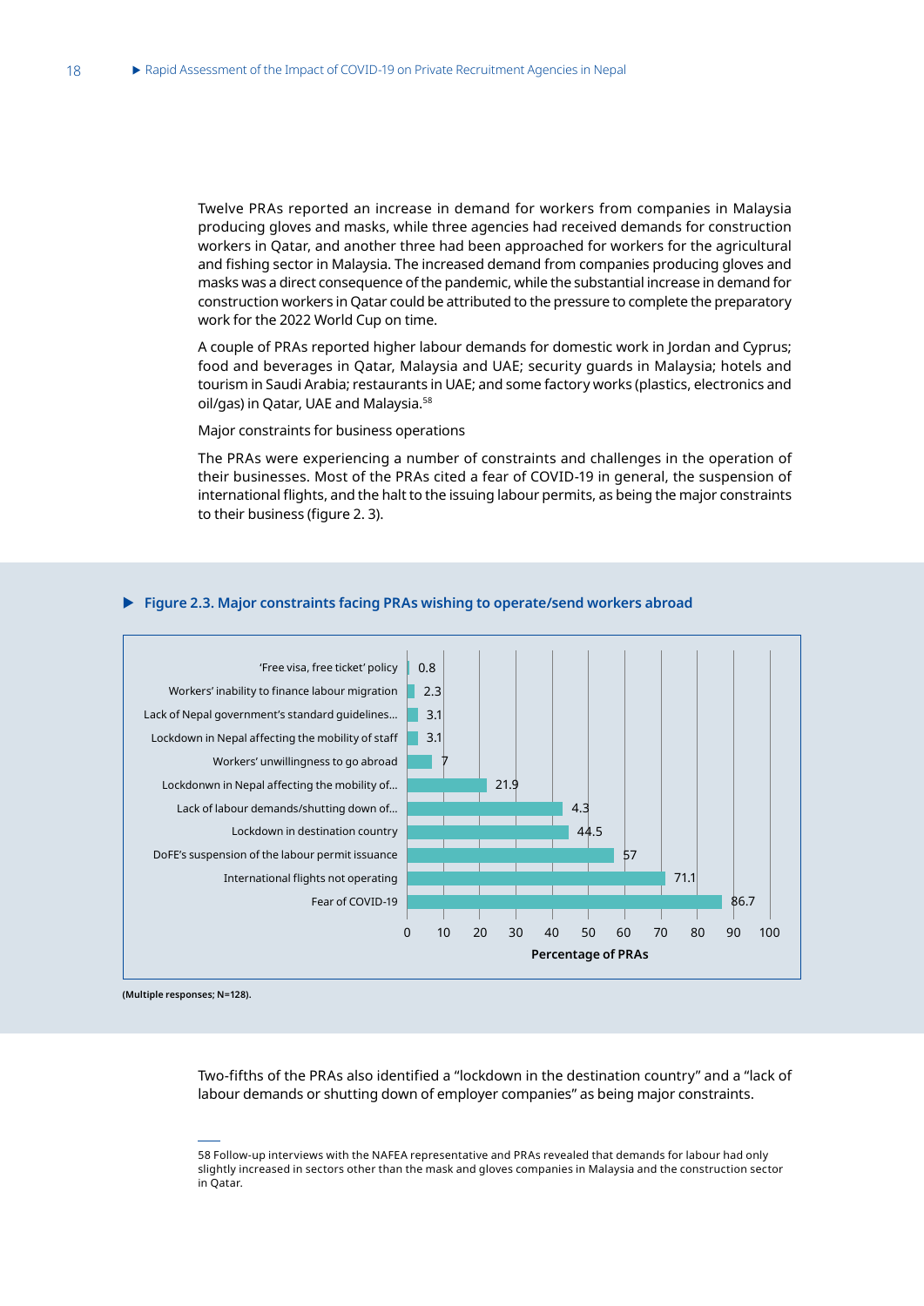Twelve PRAs reported an increase in demand for workers from companies in Malaysia producing gloves and masks, while three agencies had received demands for construction workers in Qatar, and another three had been approached for workers for the agricultural and fishing sector in Malaysia. The increased demand from companies producing gloves and masks was a direct consequence of the pandemic, while the substantial increase in demand for construction workers in Qatar could be attributed to the pressure to complete the preparatory work for the 2022 World Cup on time.

A couple of PRAs reported higher labour demands for domestic work in Jordan and Cyprus; food and beverages in Qatar, Malaysia and UAE; security guards in Malaysia; hotels and tourism in Saudi Arabia; restaurants in UAE; and some factory works (plastics, electronics and oil/gas) in Qatar, UAE and Malaysia.[58]

Major constraints for business operations

The PRAs were experiencing a number of constraints and challenges in the operation of their businesses. Most of the PRAs cited a fear of COVID-19 in general, the suspension of international flights, and the halt to the issuing labour permits, as being the major constraints to their business (figure 2. 3).

**Figure 2.3. Major constraints facing PRAs wishing to operate/send workers abroad**

| Constraint | Percentage of PRAs |
|---|---|
| 'Free visa, free ticket' policy | 0.8 |
| Workers' inability to finance labour migration | 2.3 |
| Lack of Nepal government's standard guidelines... | 3.1 |
| Lockdown in Nepal affecting the mobility of staff | 3.1 |
| Workers' unwillingness to go abroad | 7 |
| Lockdonwn in Nepal affecting the mobility of... | 21.9 |
| Lack of labour demands/shutting down of... | 4.3 |
| Lockdown in destination country | 44.5 |
| DoFE's suspension of the labour permit issuance | 57 |
| International flights not operating | 71.1 |
| Fear of COVID-19 | 86.7 |

(Multiple responses; N=128).

Two-fifths of the PRAs also identified a "lockdown in the destination country" and a "lack of labour demands or shutting down of employer companies" as being major constraints.

58 Follow-up interviews with the NAFEA representative and PRAs revealed that demands for labour had only slightly increased in sectors other than the mask and gloves companies in Malaysia and the construction sector in Qatar.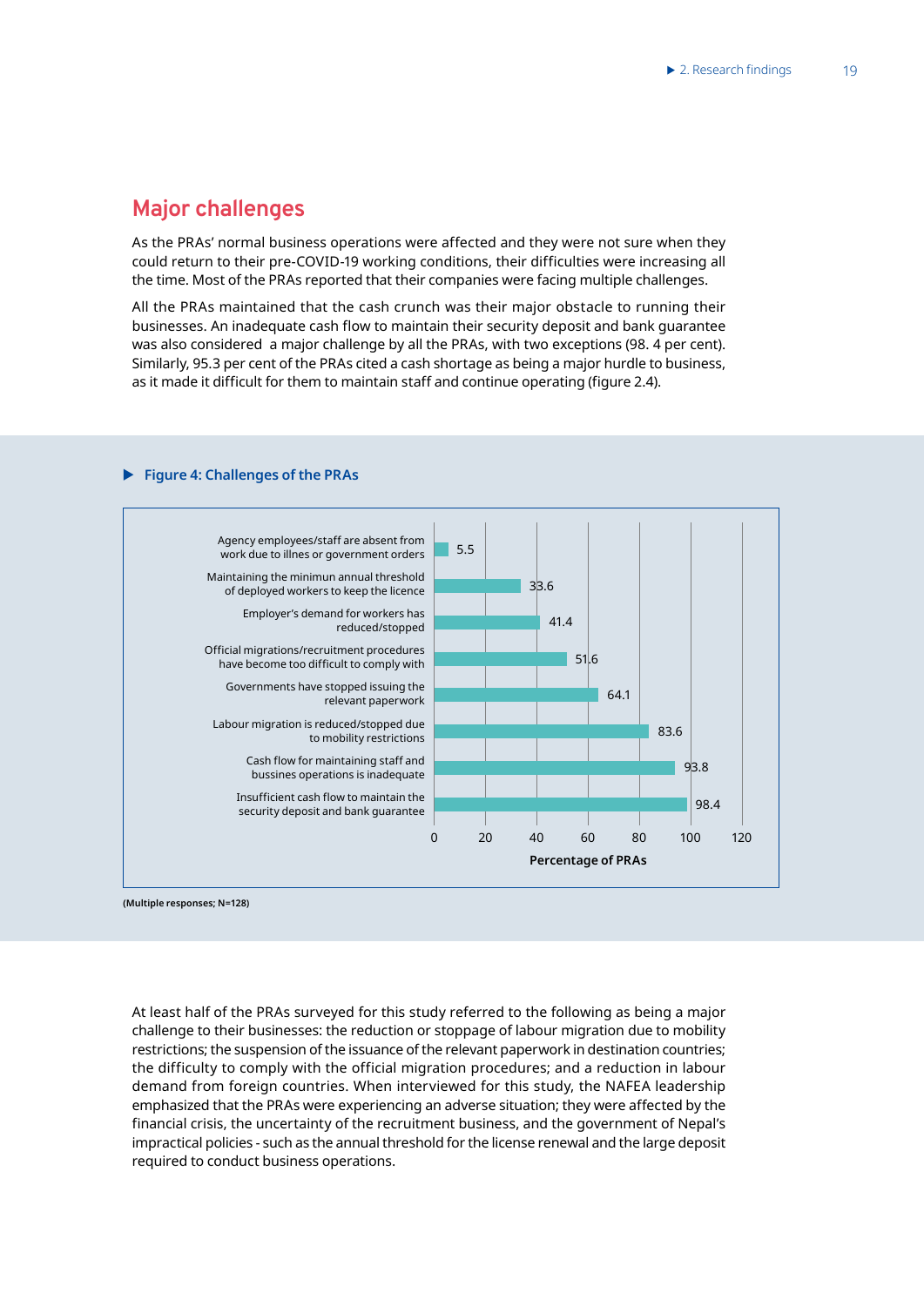## Major challenges

As the PRAs' normal business operations were affected and they were not sure when they could return to their pre-COVID-19 working conditions, their difficulties were increasing all the time. Most of the PRAs reported that their companies were facing multiple challenges.

All the PRAs maintained that the cash crunch was their major obstacle to running their businesses. An inadequate cash flow to maintain their security deposit and bank guarantee was also considered a major challenge by all the PRAs, with two exceptions (98. 4 per cent). Similarly, 95.3 per cent of the PRAs cited a cash shortage as being a major hurdle to business, as it made it difficult for them to maintain staff and continue operating (figure 2.4).

**Figure 4: Challenges of the PRAs**

| Challenge | Percentage of PRAs |
|---|---|
| Agency employees/staff are absent from work due to illnes or government orders | 5.5 |
| Maintaining the minimun annual threshold of deployed workers to keep the licence | 33.6 |
| Employer's demand for workers has reduced/stopped | 41.4 |
| Official migrations/recruitment procedures have become too difficult to comply with | 51.6 |
| Governments have stopped issuing the relevant paperwork | 64.1 |
| Labour migration is reduced/stopped due to mobility restrictions | 83.6 |
| Cash flow for maintaining staff and bussines operations is inadequate | 93.8 |
| Insufficient cash flow to maintain the security deposit and bank guarantee | 98.4 |

(Multiple responses; N=128)

At least half of the PRAs surveyed for this study referred to the following as being a major challenge to their businesses: the reduction or stoppage of labour migration due to mobility restrictions; the suspension of the issuance of the relevant paperwork in destination countries; the difficulty to comply with the official migration procedures; and a reduction in labour demand from foreign countries. When interviewed for this study, the NAFEA leadership emphasized that the PRAs were experiencing an adverse situation; they were affected by the financial crisis, the uncertainty of the recruitment business, and the government of Nepal's impractical policies - such as the annual threshold for the license renewal and the large deposit required to conduct business operations.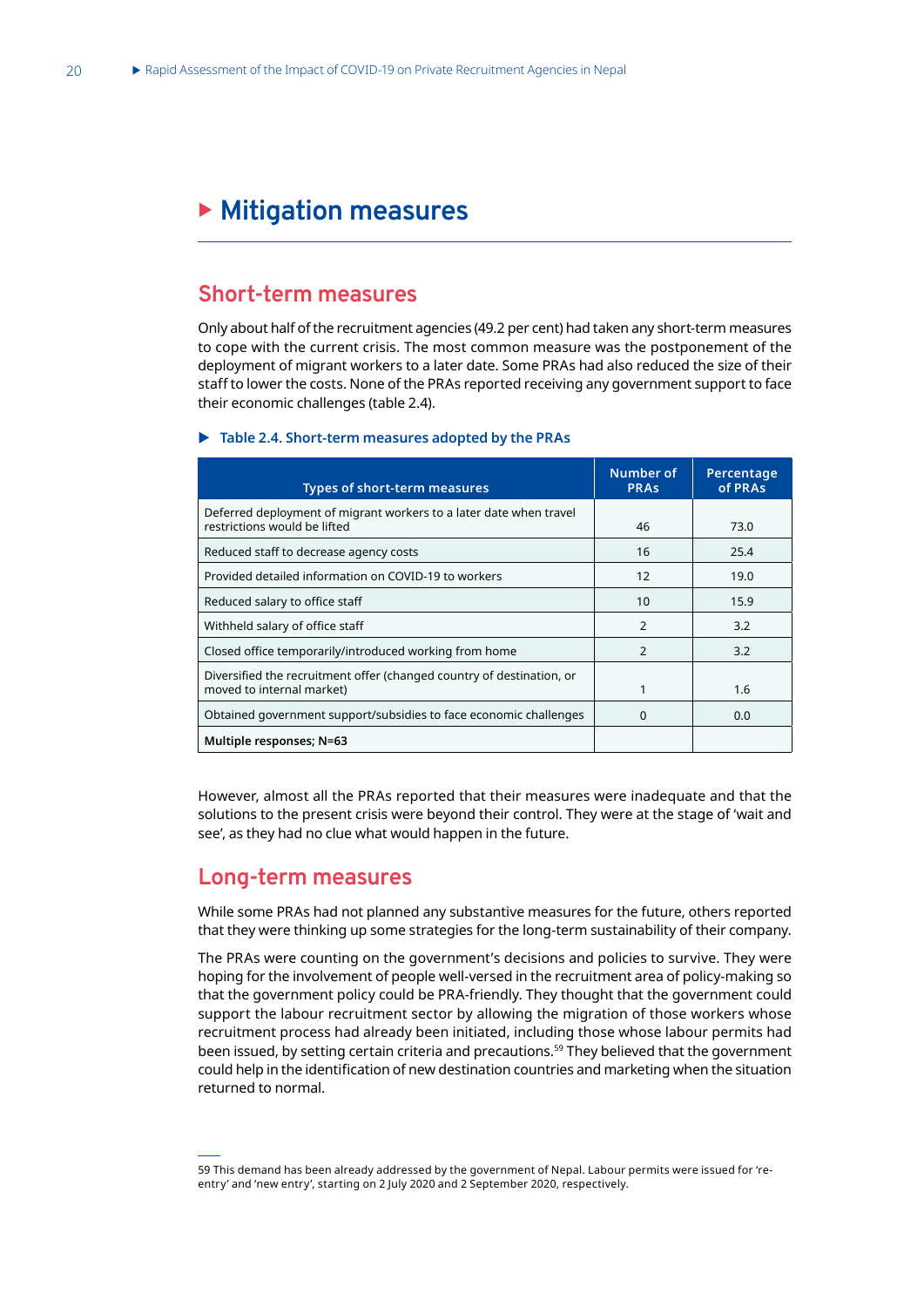# Mitigation measures

## Short-term measures

Only about half of the recruitment agencies (49.2 per cent) had taken any short-term measures to cope with the current crisis. The most common measure was the postponement of the deployment of migrant workers to a later date. Some PRAs had also reduced the size of their staff to lower the costs. None of the PRAs reported receiving any government support to face their economic challenges (table 2.4).

**Table 2.4. Short-term measures adopted by the PRAs**

| Types of short-term measures | Number of PRAs | Percentage of PRAs |
|---|---|---|
| Deferred deployment of migrant workers to a later date when travel restrictions would be lifted | 46 | 73.0 |
| Reduced staff to decrease agency costs | 16 | 25.4 |
| Provided detailed information on COVID-19 to workers | 12 | 19.0 |
| Reduced salary to office staff | 10 | 15.9 |
| Withheld salary of office staff | 2 | 3.2 |
| Closed office temporarily/introduced working from home | 2 | 3.2 |
| Diversified the recruitment offer (changed country of destination, or moved to internal market) | 1 | 1.6 |
| Obtained government support/subsidies to face economic challenges | 0 | 0.0 |
| **Multiple responses; N=63** | | |

However, almost all the PRAs reported that their measures were inadequate and that the solutions to the present crisis were beyond their control. They were at the stage of 'wait and see', as they had no clue what would happen in the future.

## Long-term measures

While some PRAs had not planned any substantive measures for the future, others reported that they were thinking up some strategies for the long-term sustainability of their company.

The PRAs were counting on the government's decisions and policies to survive. They were hoping for the involvement of people well-versed in the recruitment area of policy-making so that the government policy could be PRA-friendly. They thought that the government could support the labour recruitment sector by allowing the migration of those workers whose recruitment process had already been initiated, including those whose labour permits had been issued, by setting certain criteria and precautions.[59] They believed that the government could help in the identification of new destination countries and marketing when the situation returned to normal.

59 This demand has been already addressed by the government of Nepal. Labour permits were issued for 're-entry' and 'new entry', starting on 2 July 2020 and 2 September 2020, respectively.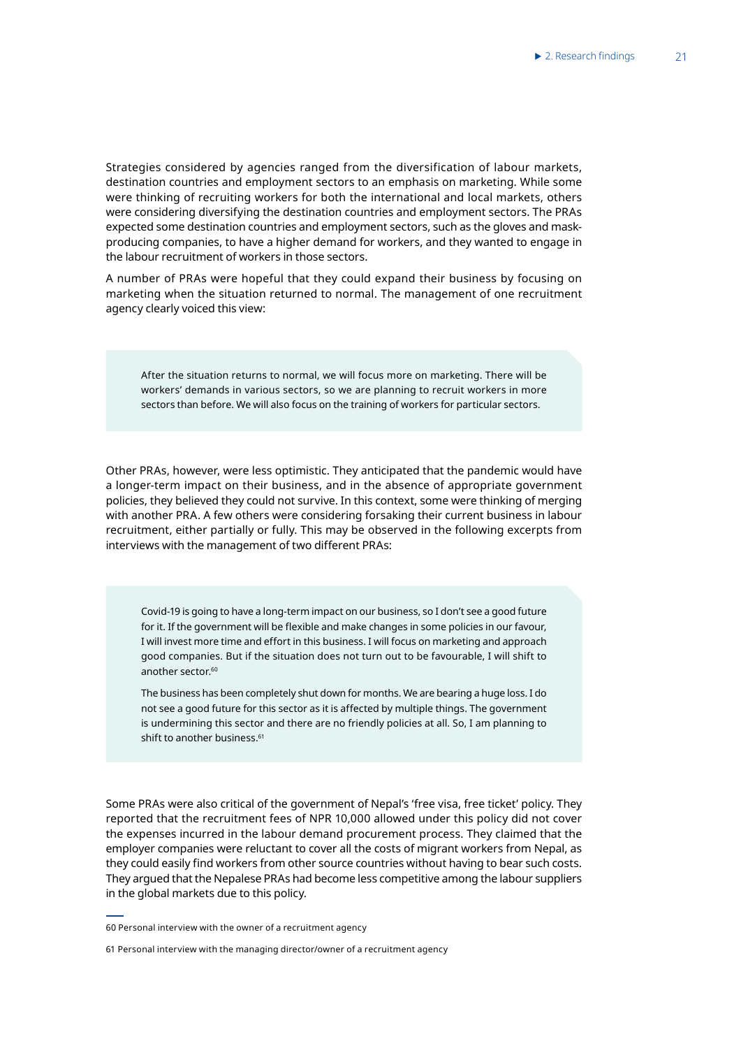Strategies considered by agencies ranged from the diversification of labour markets, destination countries and employment sectors to an emphasis on marketing. While some were thinking of recruiting workers for both the international and local markets, others were considering diversifying the destination countries and employment sectors. The PRAs expected some destination countries and employment sectors, such as the gloves and mask-producing companies, to have a higher demand for workers, and they wanted to engage in the labour recruitment of workers in those sectors.

A number of PRAs were hopeful that they could expand their business by focusing on marketing when the situation returned to normal. The management of one recruitment agency clearly voiced this view:

> After the situation returns to normal, we will focus more on marketing. There will be workers' demands in various sectors, so we are planning to recruit workers in more sectors than before. We will also focus on the training of workers for particular sectors.

Other PRAs, however, were less optimistic. They anticipated that the pandemic would have a longer-term impact on their business, and in the absence of appropriate government policies, they believed they could not survive. In this context, some were thinking of merging with another PRA. A few others were considering forsaking their current business in labour recruitment, either partially or fully. This may be observed in the following excerpts from interviews with the management of two different PRAs:

> Covid-19 is going to have a long-term impact on our business, so I don't see a good future for it. If the government will be flexible and make changes in some policies in our favour, I will invest more time and effort in this business. I will focus on marketing and approach good companies. But if the situation does not turn out to be favourable, I will shift to another sector.[60]
>
> The business has been completely shut down for months. We are bearing a huge loss. I do not see a good future for this sector as it is affected by multiple things. The government is undermining this sector and there are no friendly policies at all. So, I am planning to shift to another business.[61]

Some PRAs were also critical of the government of Nepal's 'free visa, free ticket' policy. They reported that the recruitment fees of NPR 10,000 allowed under this policy did not cover the expenses incurred in the labour demand procurement process. They claimed that the employer companies were reluctant to cover all the costs of migrant workers from Nepal, as they could easily find workers from other source countries without having to bear such costs. They argued that the Nepalese PRAs had become less competitive among the labour suppliers in the global markets due to this policy.

---

60 Personal interview with the owner of a recruitment agency

61 Personal interview with the managing director/owner of a recruitment agency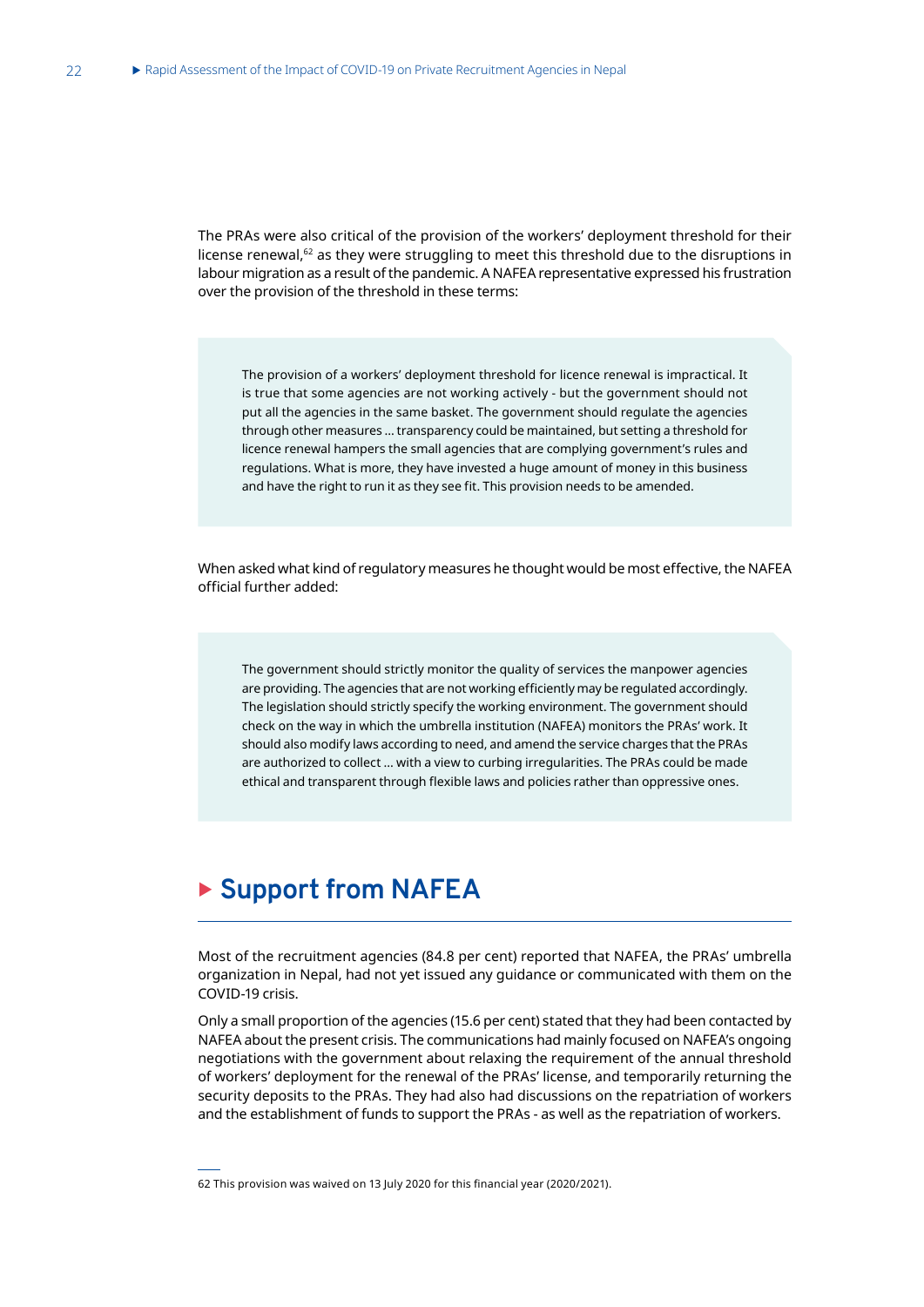The PRAs were also critical of the provision of the workers' deployment threshold for their license renewal,[62] as they were struggling to meet this threshold due to the disruptions in labour migration as a result of the pandemic. A NAFEA representative expressed his frustration over the provision of the threshold in these terms:

> The provision of a workers' deployment threshold for licence renewal is impractical. It is true that some agencies are not working actively - but the government should not put all the agencies in the same basket. The government should regulate the agencies through other measures … transparency could be maintained, but setting a threshold for licence renewal hampers the small agencies that are complying government's rules and regulations. What is more, they have invested a huge amount of money in this business and have the right to run it as they see fit. This provision needs to be amended.

When asked what kind of regulatory measures he thought would be most effective, the NAFEA official further added:

> The government should strictly monitor the quality of services the manpower agencies are providing. The agencies that are not working efficiently may be regulated accordingly. The legislation should strictly specify the working environment. The government should check on the way in which the umbrella institution (NAFEA) monitors the PRAs' work. It should also modify laws according to need, and amend the service charges that the PRAs are authorized to collect … with a view to curbing irregularities. The PRAs could be made ethical and transparent through flexible laws and policies rather than oppressive ones.

## Support from NAFEA

Most of the recruitment agencies (84.8 per cent) reported that NAFEA, the PRAs' umbrella organization in Nepal, had not yet issued any guidance or communicated with them on the COVID-19 crisis.

Only a small proportion of the agencies (15.6 per cent) stated that they had been contacted by NAFEA about the present crisis. The communications had mainly focused on NAFEA's ongoing negotiations with the government about relaxing the requirement of the annual threshold of workers' deployment for the renewal of the PRAs' license, and temporarily returning the security deposits to the PRAs. They had also had discussions on the repatriation of workers and the establishment of funds to support the PRAs - as well as the repatriation of workers.

---

62 This provision was waived on 13 July 2020 for this financial year (2020/2021).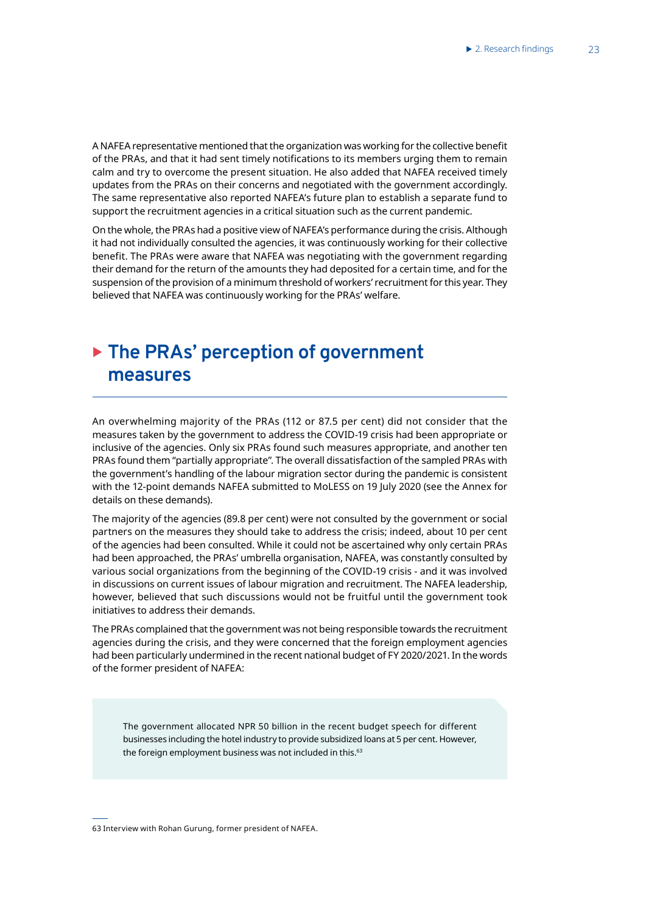A NAFEA representative mentioned that the organization was working for the collective benefit of the PRAs, and that it had sent timely notifications to its members urging them to remain calm and try to overcome the present situation. He also added that NAFEA received timely updates from the PRAs on their concerns and negotiated with the government accordingly. The same representative also reported NAFEA's future plan to establish a separate fund to support the recruitment agencies in a critical situation such as the current pandemic.

On the whole, the PRAs had a positive view of NAFEA's performance during the crisis. Although it had not individually consulted the agencies, it was continuously working for their collective benefit. The PRAs were aware that NAFEA was negotiating with the government regarding their demand for the return of the amounts they had deposited for a certain time, and for the suspension of the provision of a minimum threshold of workers' recruitment for this year. They believed that NAFEA was continuously working for the PRAs' welfare.

## The PRAs' perception of government measures

An overwhelming majority of the PRAs (112 or 87.5 per cent) did not consider that the measures taken by the government to address the COVID-19 crisis had been appropriate or inclusive of the agencies. Only six PRAs found such measures appropriate, and another ten PRAs found them "partially appropriate". The overall dissatisfaction of the sampled PRAs with the government's handling of the labour migration sector during the pandemic is consistent with the 12-point demands NAFEA submitted to MoLESS on 19 July 2020 (see the Annex for details on these demands).

The majority of the agencies (89.8 per cent) were not consulted by the government or social partners on the measures they should take to address the crisis; indeed, about 10 per cent of the agencies had been consulted. While it could not be ascertained why only certain PRAs had been approached, the PRAs' umbrella organisation, NAFEA, was constantly consulted by various social organizations from the beginning of the COVID-19 crisis - and it was involved in discussions on current issues of labour migration and recruitment. The NAFEA leadership, however, believed that such discussions would not be fruitful until the government took initiatives to address their demands.

The PRAs complained that the government was not being responsible towards the recruitment agencies during the crisis, and they were concerned that the foreign employment agencies had been particularly undermined in the recent national budget of FY 2020/2021. In the words of the former president of NAFEA:

> The government allocated NPR 50 billion in the recent budget speech for different businesses including the hotel industry to provide subsidized loans at 5 per cent. However, the foreign employment business was not included in this.[63]

63 Interview with Rohan Gurung, former president of NAFEA.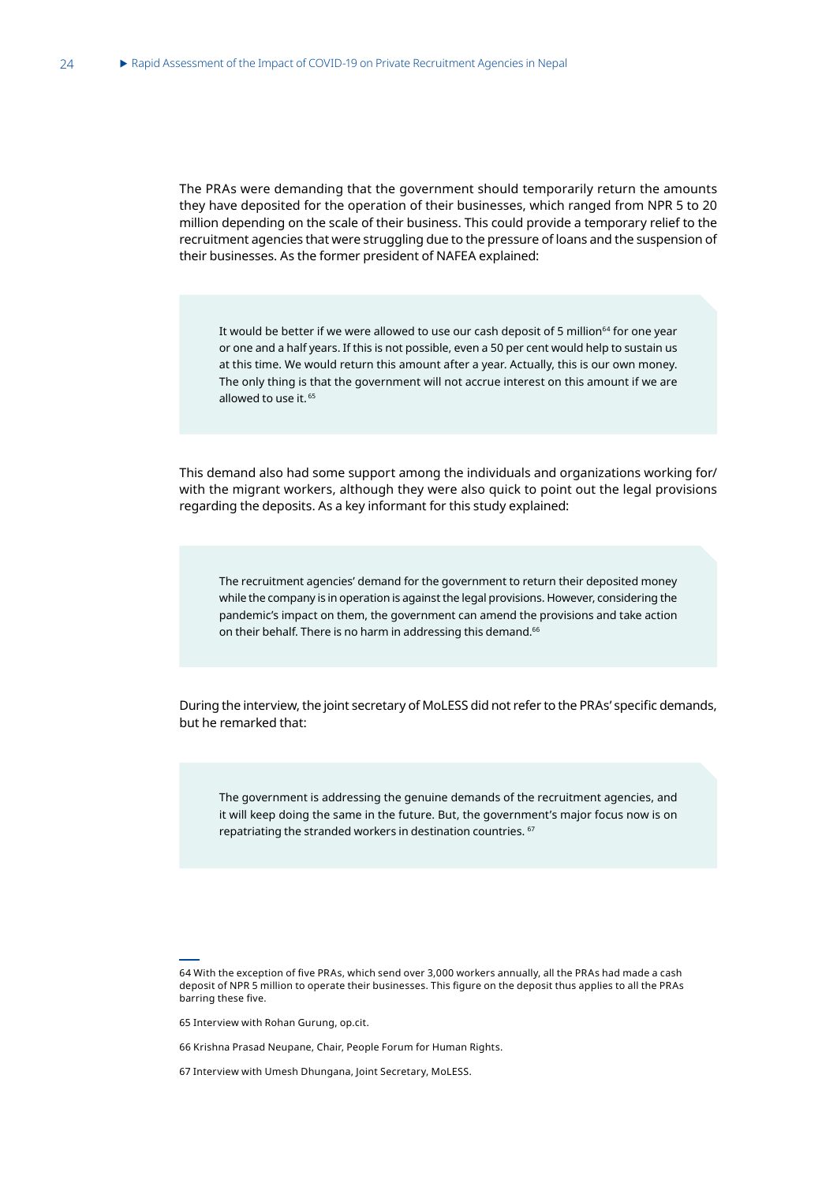The PRAs were demanding that the government should temporarily return the amounts they have deposited for the operation of their businesses, which ranged from NPR 5 to 20 million depending on the scale of their business. This could provide a temporary relief to the recruitment agencies that were struggling due to the pressure of loans and the suspension of their businesses. As the former president of NAFEA explained:

> It would be better if we were allowed to use our cash deposit of 5 million[64] for one year or one and a half years. If this is not possible, even a 50 per cent would help to sustain us at this time. We would return this amount after a year. Actually, this is our own money. The only thing is that the government will not accrue interest on this amount if we are allowed to use it.[65]

This demand also had some support among the individuals and organizations working for/ with the migrant workers, although they were also quick to point out the legal provisions regarding the deposits. As a key informant for this study explained:

> The recruitment agencies' demand for the government to return their deposited money while the company is in operation is against the legal provisions. However, considering the pandemic's impact on them, the government can amend the provisions and take action on their behalf. There is no harm in addressing this demand.[66]

During the interview, the joint secretary of MoLESS did not refer to the PRAs' specific demands, but he remarked that:

> The government is addressing the genuine demands of the recruitment agencies, and it will keep doing the same in the future. But, the government's major focus now is on repatriating the stranded workers in destination countries.[67]

---

64 With the exception of five PRAs, which send over 3,000 workers annually, all the PRAs had made a cash deposit of NPR 5 million to operate their businesses. This figure on the deposit thus applies to all the PRAs barring these five.

65 Interview with Rohan Gurung, op.cit.

66 Krishna Prasad Neupane, Chair, People Forum for Human Rights.

67 Interview with Umesh Dhungana, Joint Secretary, MoLESS.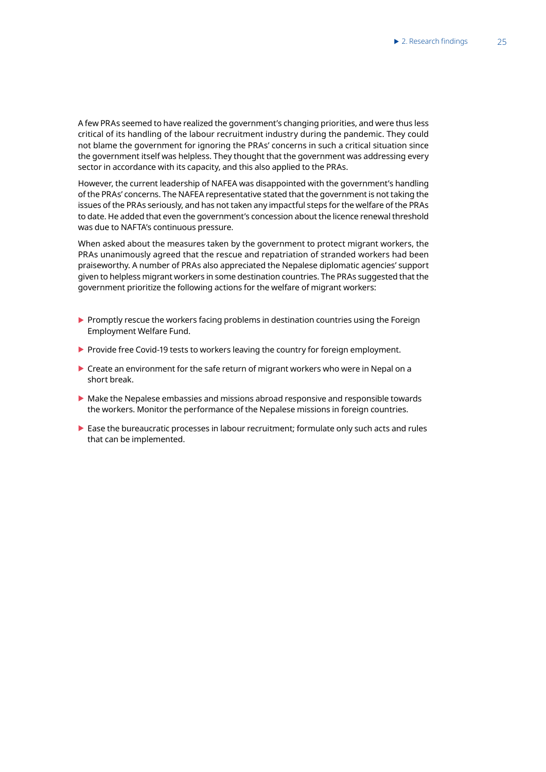A few PRAs seemed to have realized the government's changing priorities, and were thus less critical of its handling of the labour recruitment industry during the pandemic. They could not blame the government for ignoring the PRAs' concerns in such a critical situation since the government itself was helpless. They thought that the government was addressing every sector in accordance with its capacity, and this also applied to the PRAs.

However, the current leadership of NAFEA was disappointed with the government's handling of the PRAs' concerns. The NAFEA representative stated that the government is not taking the issues of the PRAs seriously, and has not taken any impactful steps for the welfare of the PRAs to date. He added that even the government's concession about the licence renewal threshold was due to NAFTA's continuous pressure.

When asked about the measures taken by the government to protect migrant workers, the PRAs unanimously agreed that the rescue and repatriation of stranded workers had been praiseworthy. A number of PRAs also appreciated the Nepalese diplomatic agencies' support given to helpless migrant workers in some destination countries. The PRAs suggested that the government prioritize the following actions for the welfare of migrant workers:

- Promptly rescue the workers facing problems in destination countries using the Foreign Employment Welfare Fund.
- Provide free Covid-19 tests to workers leaving the country for foreign employment.
- Create an environment for the safe return of migrant workers who were in Nepal on a short break.
- Make the Nepalese embassies and missions abroad responsive and responsible towards the workers. Monitor the performance of the Nepalese missions in foreign countries.
- Ease the bureaucratic processes in labour recruitment; formulate only such acts and rules that can be implemented.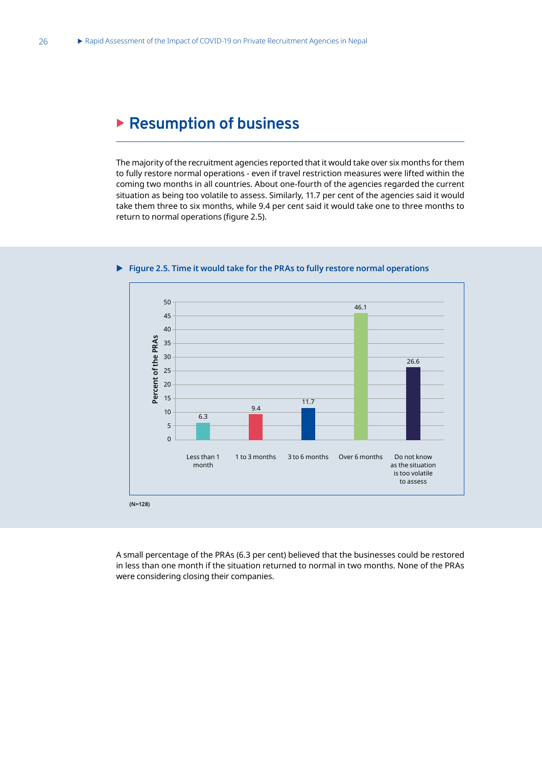## Resumption of business

The majority of the recruitment agencies reported that it would take over six months for them to fully restore normal operations - even if travel restriction measures were lifted within the coming two months in all countries. About one-fourth of the agencies regarded the current situation as being too volatile to assess. Similarly, 11.7 per cent of the agencies said it would take them three to six months, while 9.4 per cent said it would take one to three months to return to normal operations (figure 2.5).

**Figure 2.5. Time it would take for the PRAs to fully restore normal operations**

| Time | Percent of the PRAs |
|---|---|
| Less than 1 month | 6.3 |
| 1 to 3 months | 9.4 |
| 3 to 6 months | 11.7 |
| Over 6 months | 46.1 |
| Do not know as the situation is too volatile to assess | 26.6 |

(N=128)

A small percentage of the PRAs (6.3 per cent) believed that the businesses could be restored in less than one month if the situation returned to normal in two months. None of the PRAs were considering closing their companies.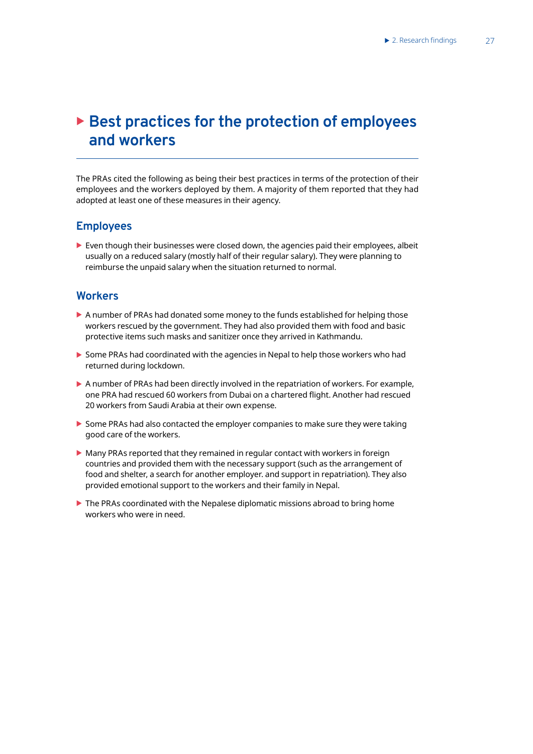## Best practices for the protection of employees and workers

The PRAs cited the following as being their best practices in terms of the protection of their employees and the workers deployed by them. A majority of them reported that they had adopted at least one of these measures in their agency.

### Employees

- Even though their businesses were closed down, the agencies paid their employees, albeit usually on a reduced salary (mostly half of their regular salary). They were planning to reimburse the unpaid salary when the situation returned to normal.

### Workers

- A number of PRAs had donated some money to the funds established for helping those workers rescued by the government. They had also provided them with food and basic protective items such masks and sanitizer once they arrived in Kathmandu.
- Some PRAs had coordinated with the agencies in Nepal to help those workers who had returned during lockdown.
- A number of PRAs had been directly involved in the repatriation of workers. For example, one PRA had rescued 60 workers from Dubai on a chartered flight. Another had rescued 20 workers from Saudi Arabia at their own expense.
- Some PRAs had also contacted the employer companies to make sure they were taking good care of the workers.
- Many PRAs reported that they remained in regular contact with workers in foreign countries and provided them with the necessary support (such as the arrangement of food and shelter, a search for another employer. and support in repatriation). They also provided emotional support to the workers and their family in Nepal.
- The PRAs coordinated with the Nepalese diplomatic missions abroad to bring home workers who were in need.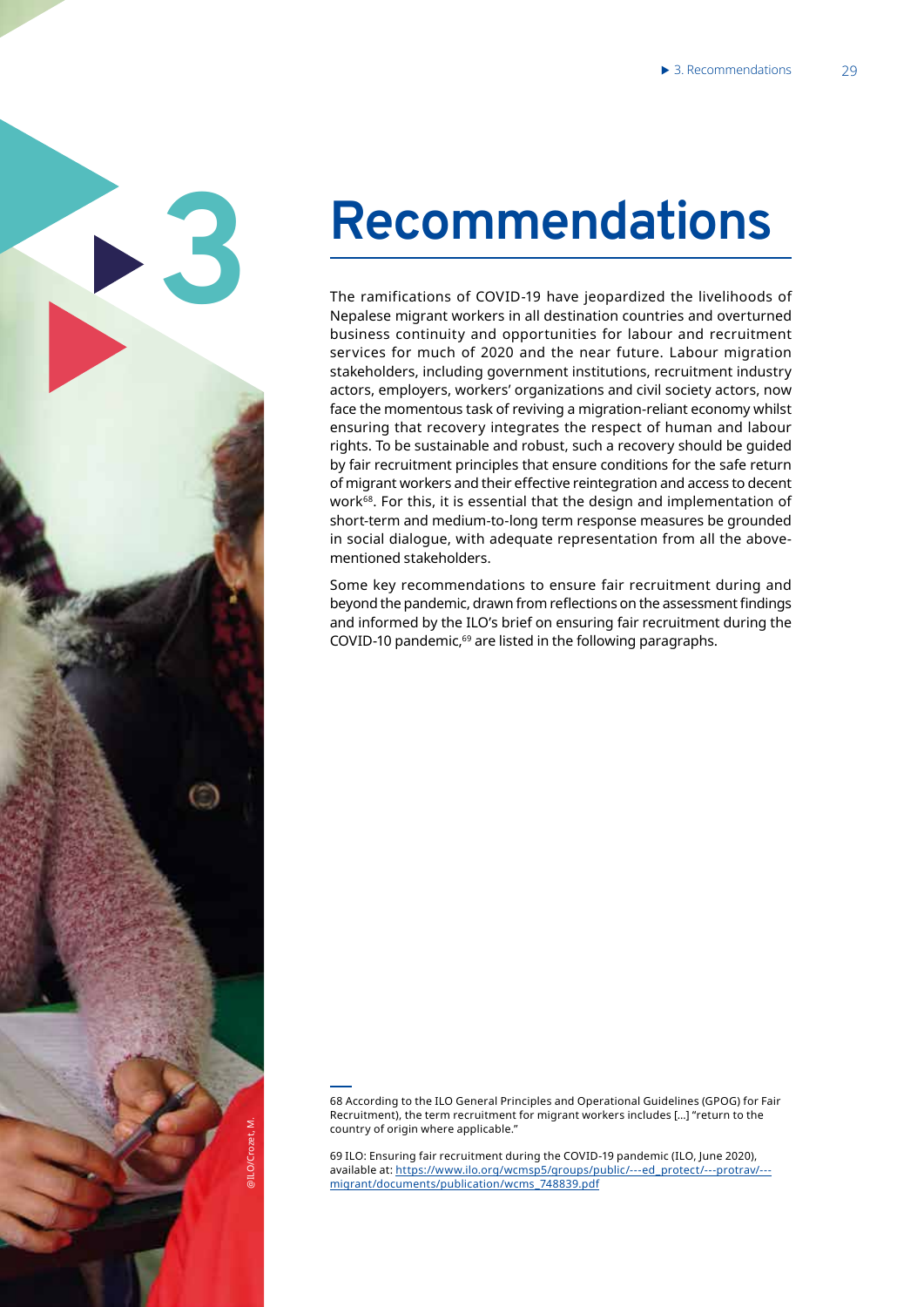# 3 Recommendations

The ramifications of COVID-19 have jeopardized the livelihoods of Nepalese migrant workers in all destination countries and overturned business continuity and opportunities for labour and recruitment services for much of 2020 and the near future. Labour migration stakeholders, including government institutions, recruitment industry actors, employers, workers' organizations and civil society actors, now face the momentous task of reviving a migration-reliant economy whilst ensuring that recovery integrates the respect of human and labour rights. To be sustainable and robust, such a recovery should be guided by fair recruitment principles that ensure conditions for the safe return of migrant workers and their effective reintegration and access to decent work[68]. For this, it is essential that the design and implementation of short-term and medium-to-long term response measures be grounded in social dialogue, with adequate representation from all the above-mentioned stakeholders.

Some key recommendations to ensure fair recruitment during and beyond the pandemic, drawn from reflections on the assessment findings and informed by the ILO's brief on ensuring fair recruitment during the COVID-10 pandemic,[69] are listed in the following paragraphs.

---

68 According to the ILO General Principles and Operational Guidelines (GPOG) for Fair Recruitment), the term recruitment for migrant workers includes […] "return to the country of origin where applicable."

69 ILO: Ensuring fair recruitment during the COVID-19 pandemic (ILO, June 2020), available at: https://www.ilo.org/wcmsp5/groups/public/---ed_protect/---protrav/---migrant/documents/publication/wcms_748839.pdf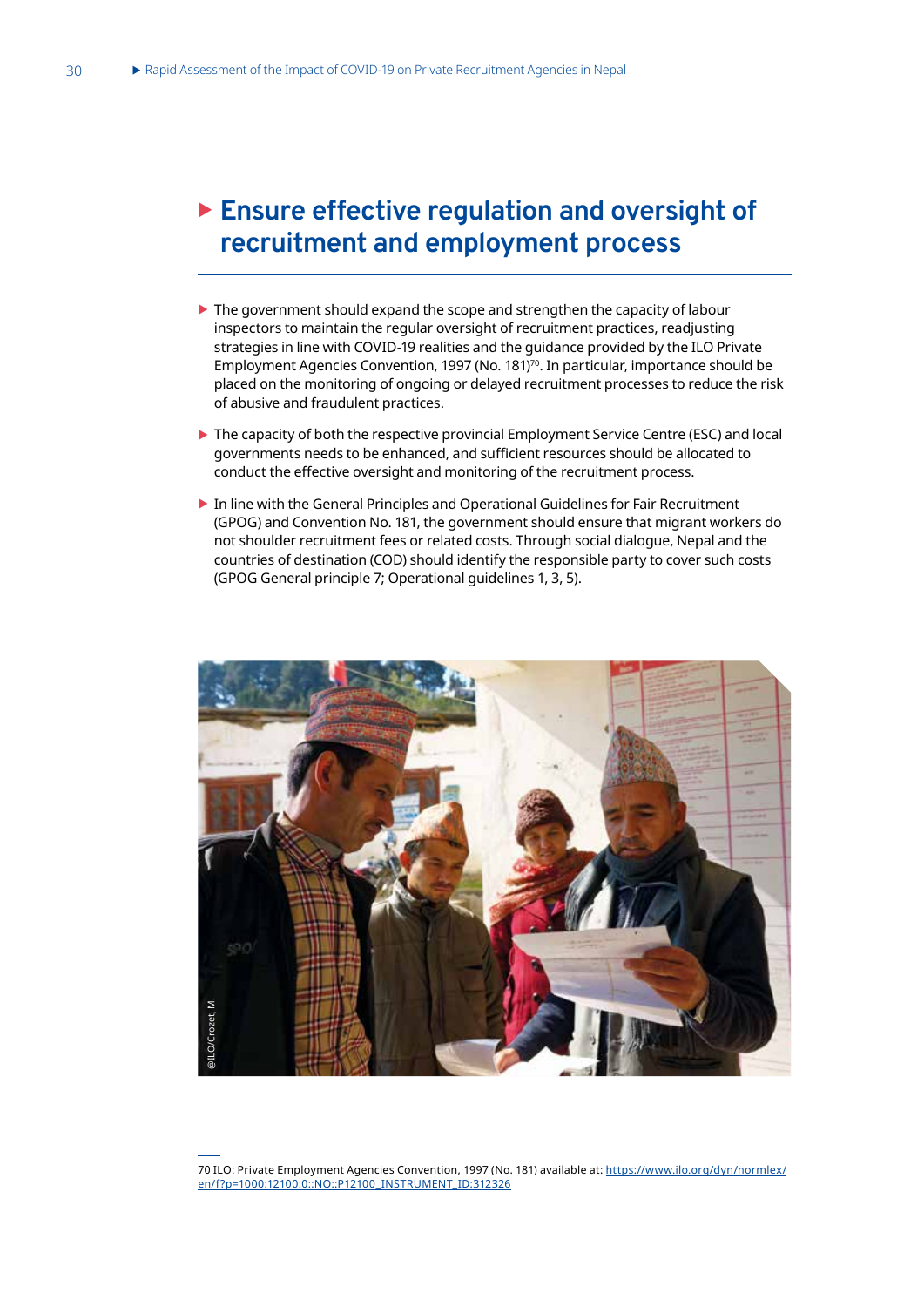# Ensure effective regulation and oversight of recruitment and employment process

- The government should expand the scope and strengthen the capacity of labour inspectors to maintain the regular oversight of recruitment practices, readjusting strategies in line with COVID-19 realities and the guidance provided by the ILO Private Employment Agencies Convention, 1997 (No. 181)[70]. In particular, importance should be placed on the monitoring of ongoing or delayed recruitment processes to reduce the risk of abusive and fraudulent practices.

- The capacity of both the respective provincial Employment Service Centre (ESC) and local governments needs to be enhanced, and sufficient resources should be allocated to conduct the effective oversight and monitoring of the recruitment process.

- In line with the General Principles and Operational Guidelines for Fair Recruitment (GPOG) and Convention No. 181, the government should ensure that migrant workers do not shoulder recruitment fees or related costs. Through social dialogue, Nepal and the countries of destination (COD) should identify the responsible party to cover such costs (GPOG General principle 7; Operational guidelines 1, 3, 5).

@ILO/Crozet, M.

70 ILO: Private Employment Agencies Convention, 1997 (No. 181) available at: https://www.ilo.org/dyn/normlex/en/f?p=1000:12100:0::NO::P12100_INSTRUMENT_ID:312326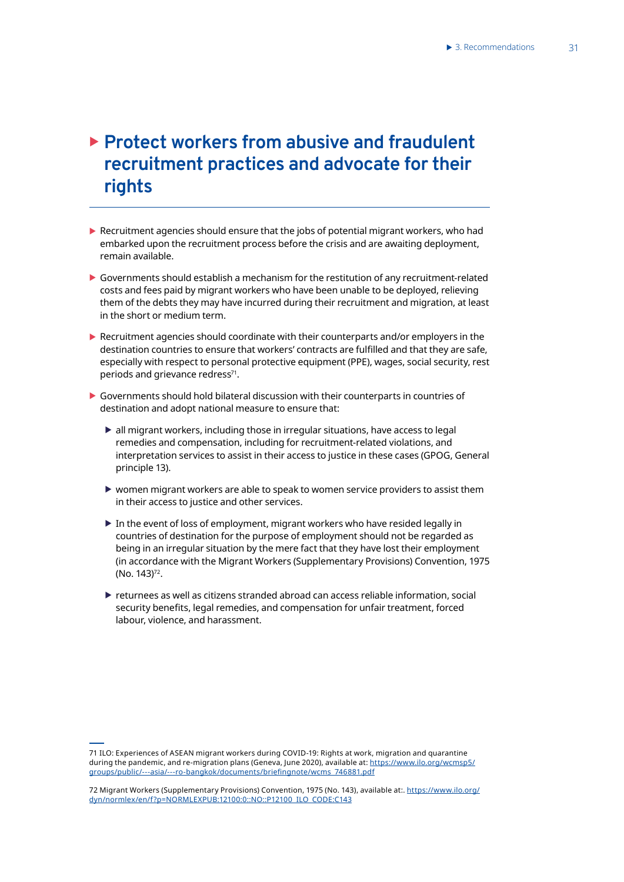## Protect workers from abusive and fraudulent recruitment practices and advocate for their rights

- Recruitment agencies should ensure that the jobs of potential migrant workers, who had embarked upon the recruitment process before the crisis and are awaiting deployment, remain available.
- Governments should establish a mechanism for the restitution of any recruitment-related costs and fees paid by migrant workers who have been unable to be deployed, relieving them of the debts they may have incurred during their recruitment and migration, at least in the short or medium term.
- Recruitment agencies should coordinate with their counterparts and/or employers in the destination countries to ensure that workers' contracts are fulfilled and that they are safe, especially with respect to personal protective equipment (PPE), wages, social security, rest periods and grievance redress[71].
- Governments should hold bilateral discussion with their counterparts in countries of destination and adopt national measure to ensure that:
  - all migrant workers, including those in irregular situations, have access to legal remedies and compensation, including for recruitment-related violations, and interpretation services to assist in their access to justice in these cases (GPOG, General principle 13).
  - women migrant workers are able to speak to women service providers to assist them in their access to justice and other services.
  - In the event of loss of employment, migrant workers who have resided legally in countries of destination for the purpose of employment should not be regarded as being in an irregular situation by the mere fact that they have lost their employment (in accordance with the Migrant Workers (Supplementary Provisions) Convention, 1975 (No. 143)[72].
  - returnees as well as citizens stranded abroad can access reliable information, social security benefits, legal remedies, and compensation for unfair treatment, forced labour, violence, and harassment.

---

71 ILO: Experiences of ASEAN migrant workers during COVID-19: Rights at work, migration and quarantine during the pandemic, and re-migration plans (Geneva, June 2020), available at: https://www.ilo.org/wcmsp5/groups/public/---asia/---ro-bangkok/documents/briefingnote/wcms_746881.pdf

72 Migrant Workers (Supplementary Provisions) Convention, 1975 (No. 143), available at:. https://www.ilo.org/dyn/normlex/en/f?p=NORMLEXPUB:12100:0::NO::P12100_ILO_CODE:C143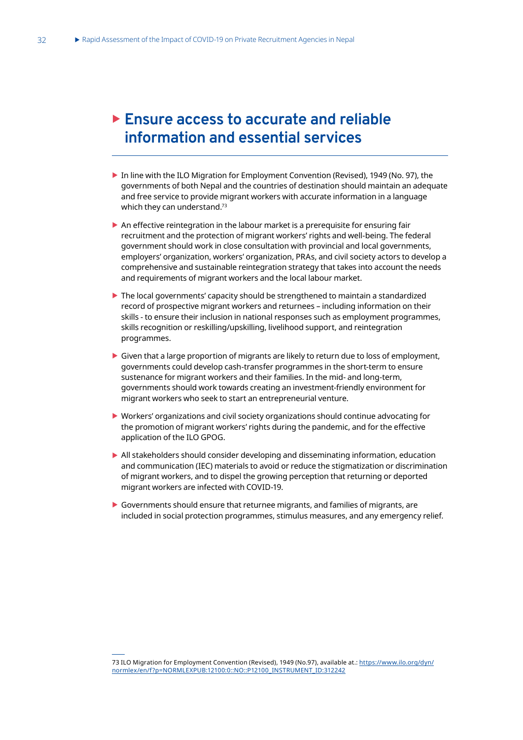## Ensure access to accurate and reliable information and essential services

- In line with the ILO Migration for Employment Convention (Revised), 1949 (No. 97), the governments of both Nepal and the countries of destination should maintain an adequate and free service to provide migrant workers with accurate information in a language which they can understand.[73]

- An effective reintegration in the labour market is a prerequisite for ensuring fair recruitment and the protection of migrant workers' rights and well-being. The federal government should work in close consultation with provincial and local governments, employers' organization, workers' organization, PRAs, and civil society actors to develop a comprehensive and sustainable reintegration strategy that takes into account the needs and requirements of migrant workers and the local labour market.

- The local governments' capacity should be strengthened to maintain a standardized record of prospective migrant workers and returnees – including information on their skills - to ensure their inclusion in national responses such as employment programmes, skills recognition or reskilling/upskilling, livelihood support, and reintegration programmes.

- Given that a large proportion of migrants are likely to return due to loss of employment, governments could develop cash-transfer programmes in the short-term to ensure sustenance for migrant workers and their families. In the mid- and long-term, governments should work towards creating an investment-friendly environment for migrant workers who seek to start an entrepreneurial venture.

- Workers' organizations and civil society organizations should continue advocating for the promotion of migrant workers' rights during the pandemic, and for the effective application of the ILO GPOG.

- All stakeholders should consider developing and disseminating information, education and communication (IEC) materials to avoid or reduce the stigmatization or discrimination of migrant workers, and to dispel the growing perception that returning or deported migrant workers are infected with COVID-19.

- Governments should ensure that returnee migrants, and families of migrants, are included in social protection programmes, stimulus measures, and any emergency relief.

---

73 ILO Migration for Employment Convention (Revised), 1949 (No.97), available at.: https://www.ilo.org/dyn/normlex/en/f?p=NORMLEXPUB:12100:0::NO::P12100_INSTRUMENT_ID:312242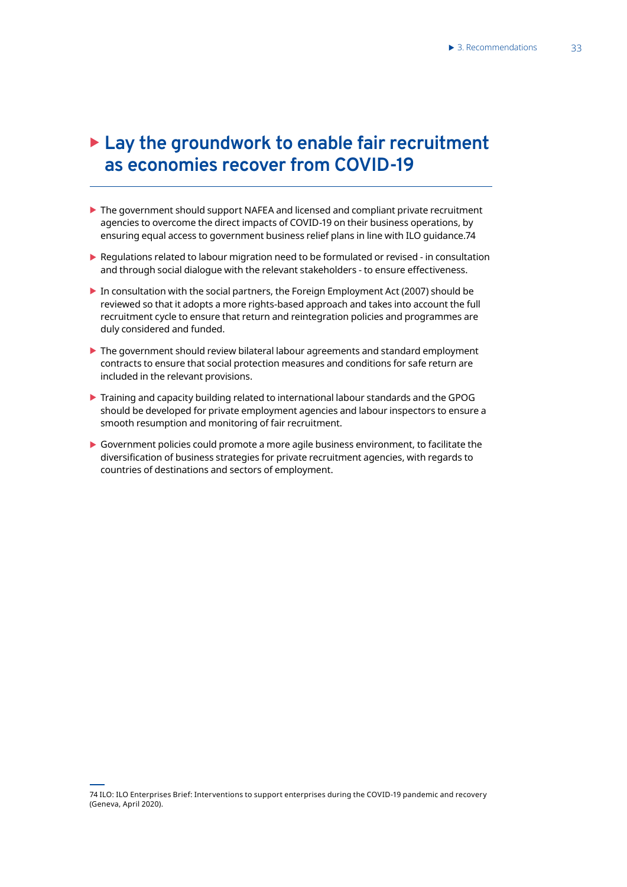## Lay the groundwork to enable fair recruitment as economies recover from COVID-19

- The government should support NAFEA and licensed and compliant private recruitment agencies to overcome the direct impacts of COVID-19 on their business operations, by ensuring equal access to government business relief plans in line with ILO guidance.[74]
- Regulations related to labour migration need to be formulated or revised - in consultation and through social dialogue with the relevant stakeholders - to ensure effectiveness.
- In consultation with the social partners, the Foreign Employment Act (2007) should be reviewed so that it adopts a more rights-based approach and takes into account the full recruitment cycle to ensure that return and reintegration policies and programmes are duly considered and funded.
- The government should review bilateral labour agreements and standard employment contracts to ensure that social protection measures and conditions for safe return are included in the relevant provisions.
- Training and capacity building related to international labour standards and the GPOG should be developed for private employment agencies and labour inspectors to ensure a smooth resumption and monitoring of fair recruitment.
- Government policies could promote a more agile business environment, to facilitate the diversification of business strategies for private recruitment agencies, with regards to countries of destinations and sectors of employment.

74 ILO: ILO Enterprises Brief: Interventions to support enterprises during the COVID-19 pandemic and recovery (Geneva, April 2020).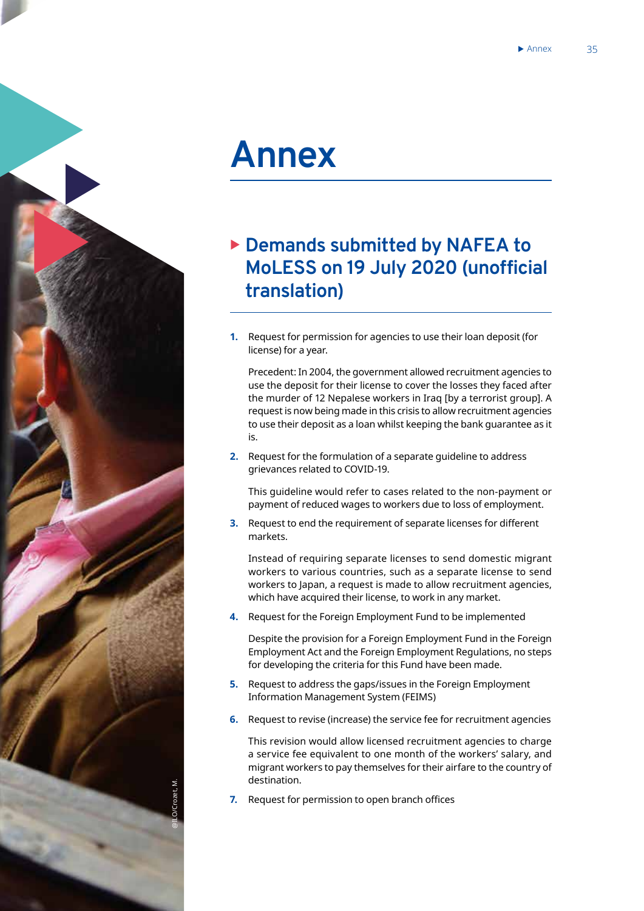# Annex

## Demands submitted by NAFEA to MoLESS on 19 July 2020 (unofficial translation)

1. Request for permission for agencies to use their loan deposit (for license) for a year.

   Precedent: In 2004, the government allowed recruitment agencies to use the deposit for their license to cover the losses they faced after the murder of 12 Nepalese workers in Iraq [by a terrorist group]. A request is now being made in this crisis to allow recruitment agencies to use their deposit as a loan whilst keeping the bank guarantee as it is.

2. Request for the formulation of a separate guideline to address grievances related to COVID-19.

   This guideline would refer to cases related to the non-payment or payment of reduced wages to workers due to loss of employment.

3. Request to end the requirement of separate licenses for different markets.

   Instead of requiring separate licenses to send domestic migrant workers to various countries, such as a separate license to send workers to Japan, a request is made to allow recruitment agencies, which have acquired their license, to work in any market.

4. Request for the Foreign Employment Fund to be implemented

   Despite the provision for a Foreign Employment Fund in the Foreign Employment Act and the Foreign Employment Regulations, no steps for developing the criteria for this Fund have been made.

5. Request to address the gaps/issues in the Foreign Employment Information Management System (FEIMS)

6. Request to revise (increase) the service fee for recruitment agencies

   This revision would allow licensed recruitment agencies to charge a service fee equivalent to one month of the workers' salary, and migrant workers to pay themselves for their airfare to the country of destination.

7. Request for permission to open branch offices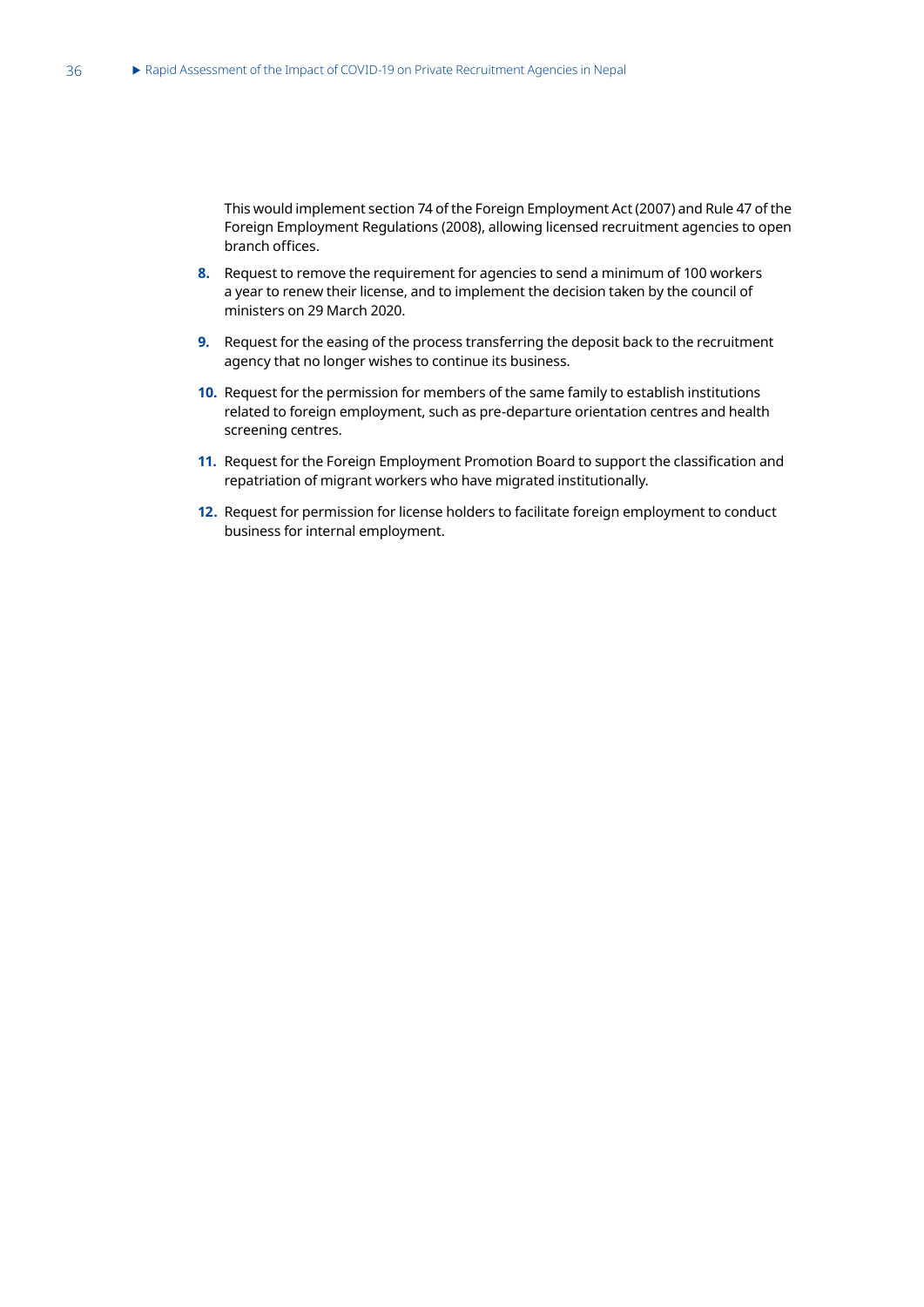This would implement section 74 of the Foreign Employment Act (2007) and Rule 47 of the Foreign Employment Regulations (2008), allowing licensed recruitment agencies to open branch offices.

8. Request to remove the requirement for agencies to send a minimum of 100 workers a year to renew their license, and to implement the decision taken by the council of ministers on 29 March 2020.

9. Request for the easing of the process transferring the deposit back to the recruitment agency that no longer wishes to continue its business.

10. Request for the permission for members of the same family to establish institutions related to foreign employment, such as pre-departure orientation centres and health screening centres.

11. Request for the Foreign Employment Promotion Board to support the classification and repatriation of migrant workers who have migrated institutionally.

12. Request for permission for license holders to facilitate foreign employment to conduct business for internal employment.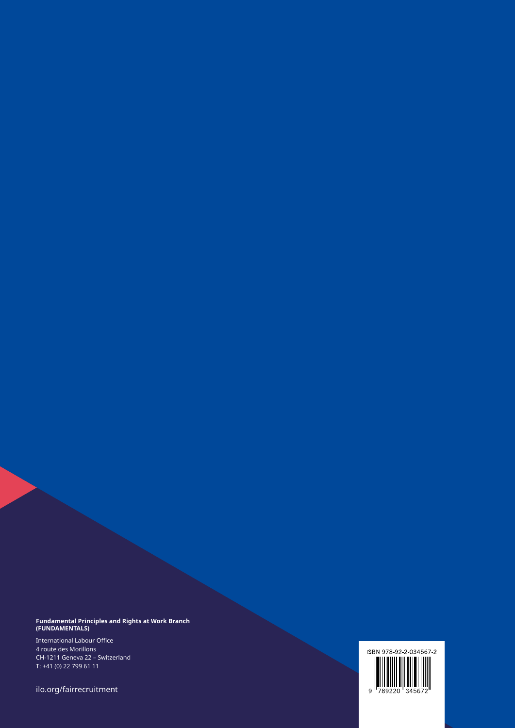**Fundamental Principles and Rights at Work Branch (FUNDAMENTALS)**

International Labour Office
4 route des Morillons
CH-1211 Geneva 22 – Switzerland
T: +41 (0) 22 799 61 11

ilo.org/fairrecruitment

ISBN 978-92-2-034567-2